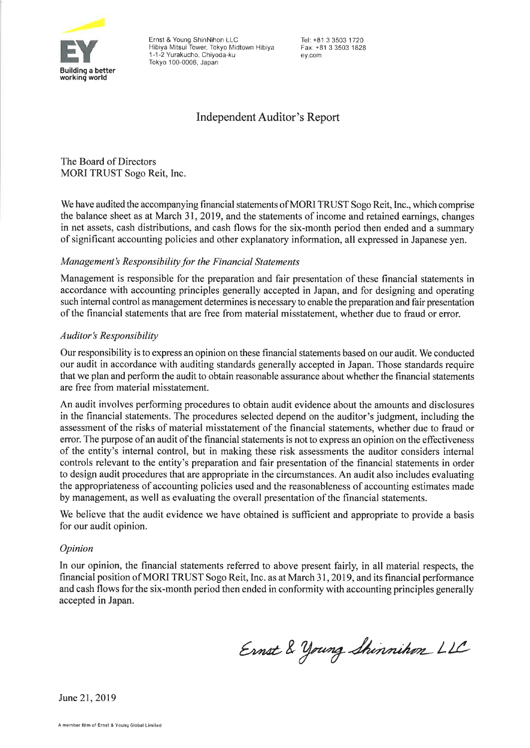Ernst & Young ShinNihon LLC
Hibiya Mitsui Tower, Tokyo Midtown Hibiya
1-1-2 Yurakucho, Chiyoda-ku
Tokyo 100-0006, Japan

Tel: +81 3 3503 1720
Fax: +81 3 3503 1828
ey.com

Building a better working world

# Independent Auditor's Report

The Board of Directors
MORI TRUST Sogo Reit, Inc.

We have audited the accompanying financial statements of MORI TRUST Sogo Reit, Inc., which comprise the balance sheet as at March 31, 2019, and the statements of income and retained earnings, changes in net assets, cash distributions, and cash flows for the six-month period then ended and a summary of significant accounting policies and other explanatory information, all expressed in Japanese yen.

### *Management's Responsibility for the Financial Statements*

Management is responsible for the preparation and fair presentation of these financial statements in accordance with accounting principles generally accepted in Japan, and for designing and operating such internal control as management determines is necessary to enable the preparation and fair presentation of the financial statements that are free from material misstatement, whether due to fraud or error.

### *Auditor's Responsibility*

Our responsibility is to express an opinion on these financial statements based on our audit. We conducted our audit in accordance with auditing standards generally accepted in Japan. Those standards require that we plan and perform the audit to obtain reasonable assurance about whether the financial statements are free from material misstatement.

An audit involves performing procedures to obtain audit evidence about the amounts and disclosures in the financial statements. The procedures selected depend on the auditor's judgment, including the assessment of the risks of material misstatement of the financial statements, whether due to fraud or error. The purpose of an audit of the financial statements is not to express an opinion on the effectiveness of the entity's internal control, but in making these risk assessments the auditor considers internal controls relevant to the entity's preparation and fair presentation of the financial statements in order to design audit procedures that are appropriate in the circumstances. An audit also includes evaluating the appropriateness of accounting policies used and the reasonableness of accounting estimates made by management, as well as evaluating the overall presentation of the financial statements.

We believe that the audit evidence we have obtained is sufficient and appropriate to provide a basis for our audit opinion.

### *Opinion*

In our opinion, the financial statements referred to above present fairly, in all material respects, the financial position of MORI TRUST Sogo Reit, Inc. as at March 31, 2019, and its financial performance and cash flows for the six-month period then ended in conformity with accounting principles generally accepted in Japan.

Ernst & Young Shinnihon LLC

June 21, 2019

A member firm of Ernst & Young Global Limited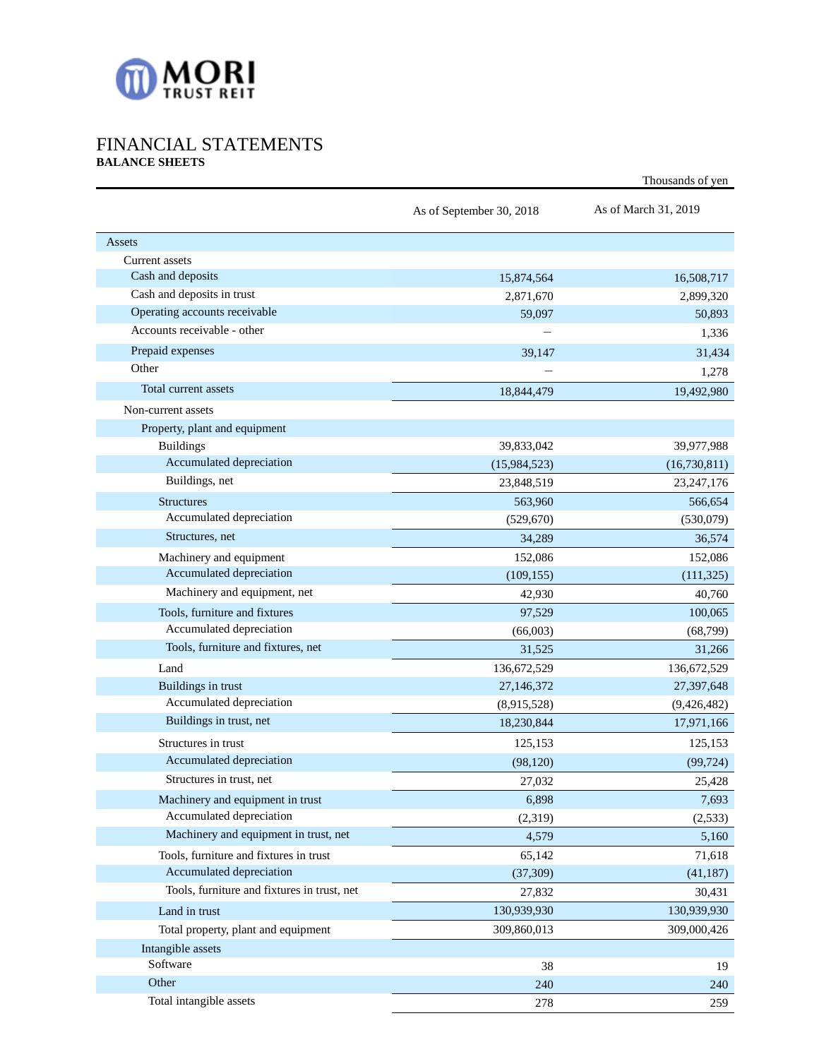MORI TRUST REIT

# FINANCIAL STATEMENTS

**BALANCE SHEETS**

Thousands of yen

| | As of September 30, 2018 | As of March 31, 2019 |
|---|---|---|
| Assets | | |
| Current assets | | |
| Cash and deposits | 15,874,564 | 16,508,717 |
| Cash and deposits in trust | 2,871,670 | 2,899,320 |
| Operating accounts receivable | 59,097 | 50,893 |
| Accounts receivable - other | – | 1,336 |
| Prepaid expenses | 39,147 | 31,434 |
| Other | – | 1,278 |
| Total current assets | 18,844,479 | 19,492,980 |
| Non-current assets | | |
| Property, plant and equipment | | |
| Buildings | 39,833,042 | 39,977,988 |
| Accumulated depreciation | (15,984,523) | (16,730,811) |
| Buildings, net | 23,848,519 | 23,247,176 |
| Structures | 563,960 | 566,654 |
| Accumulated depreciation | (529,670) | (530,079) |
| Structures, net | 34,289 | 36,574 |
| Machinery and equipment | 152,086 | 152,086 |
| Accumulated depreciation | (109,155) | (111,325) |
| Machinery and equipment, net | 42,930 | 40,760 |
| Tools, furniture and fixtures | 97,529 | 100,065 |
| Accumulated depreciation | (66,003) | (68,799) |
| Tools, furniture and fixtures, net | 31,525 | 31,266 |
| Land | 136,672,529 | 136,672,529 |
| Buildings in trust | 27,146,372 | 27,397,648 |
| Accumulated depreciation | (8,915,528) | (9,426,482) |
| Buildings in trust, net | 18,230,844 | 17,971,166 |
| Structures in trust | 125,153 | 125,153 |
| Accumulated depreciation | (98,120) | (99,724) |
| Structures in trust, net | 27,032 | 25,428 |
| Machinery and equipment in trust | 6,898 | 7,693 |
| Accumulated depreciation | (2,319) | (2,533) |
| Machinery and equipment in trust, net | 4,579 | 5,160 |
| Tools, furniture and fixtures in trust | 65,142 | 71,618 |
| Accumulated depreciation | (37,309) | (41,187) |
| Tools, furniture and fixtures in trust, net | 27,832 | 30,431 |
| Land in trust | 130,939,930 | 130,939,930 |
| Total property, plant and equipment | 309,860,013 | 309,000,426 |
| Intangible assets | | |
| Software | 38 | 19 |
| Other | 240 | 240 |
| Total intangible assets | 278 | 259 |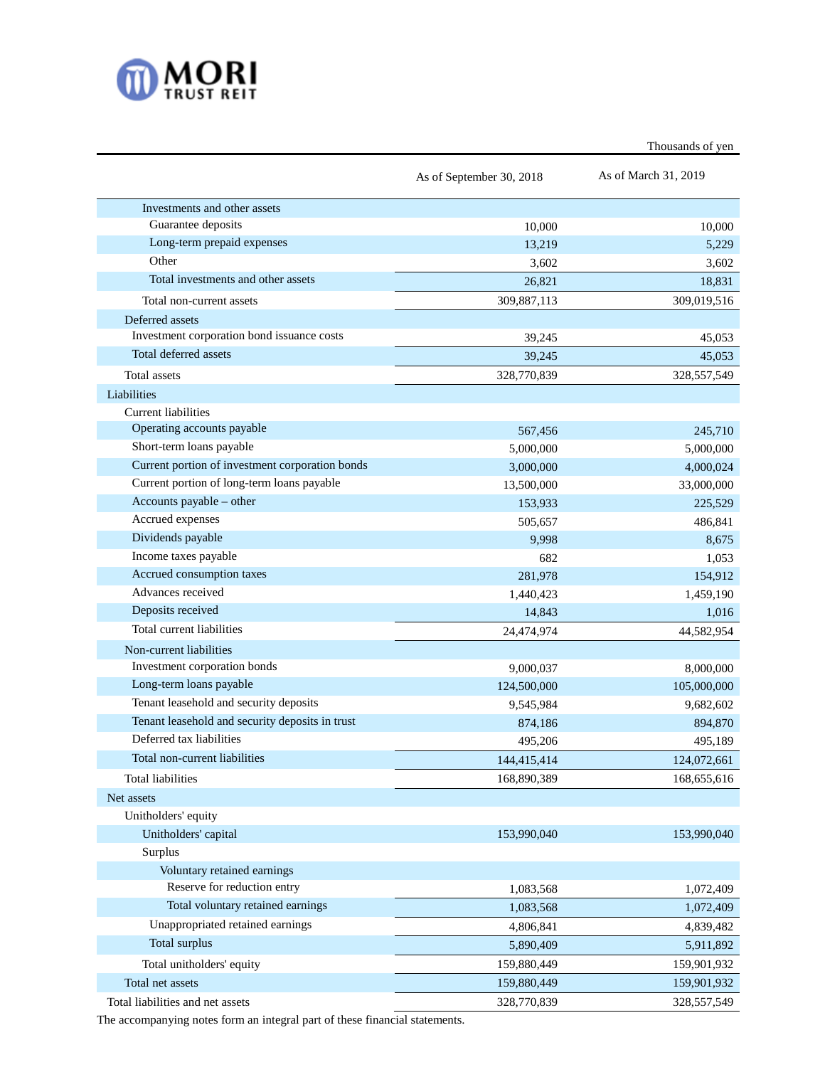Thousands of yen

| | As of September 30, 2018 | As of March 31, 2019 |
|---|---|---|
| Investments and other assets | | |
| Guarantee deposits | 10,000 | 10,000 |
| Long-term prepaid expenses | 13,219 | 5,229 |
| Other | 3,602 | 3,602 |
| Total investments and other assets | 26,821 | 18,831 |
| Total non-current assets | 309,887,113 | 309,019,516 |
| Deferred assets | | |
| Investment corporation bond issuance costs | 39,245 | 45,053 |
| Total deferred assets | 39,245 | 45,053 |
| Total assets | 328,770,839 | 328,557,549 |
| Liabilities | | |
| Current liabilities | | |
| Operating accounts payable | 567,456 | 245,710 |
| Short-term loans payable | 5,000,000 | 5,000,000 |
| Current portion of investment corporation bonds | 3,000,000 | 4,000,024 |
| Current portion of long-term loans payable | 13,500,000 | 33,000,000 |
| Accounts payable – other | 153,933 | 225,529 |
| Accrued expenses | 505,657 | 486,841 |
| Dividends payable | 9,998 | 8,675 |
| Income taxes payable | 682 | 1,053 |
| Accrued consumption taxes | 281,978 | 154,912 |
| Advances received | 1,440,423 | 1,459,190 |
| Deposits received | 14,843 | 1,016 |
| Total current liabilities | 24,474,974 | 44,582,954 |
| Non-current liabilities | | |
| Investment corporation bonds | 9,000,037 | 8,000,000 |
| Long-term loans payable | 124,500,000 | 105,000,000 |
| Tenant leasehold and security deposits | 9,545,984 | 9,682,602 |
| Tenant leasehold and security deposits in trust | 874,186 | 894,870 |
| Deferred tax liabilities | 495,206 | 495,189 |
| Total non-current liabilities | 144,415,414 | 124,072,661 |
| Total liabilities | 168,890,389 | 168,655,616 |
| Net assets | | |
| Unitholders' equity | | |
| Unitholders' capital | 153,990,040 | 153,990,040 |
| Surplus | | |
| Voluntary retained earnings | | |
| Reserve for reduction entry | 1,083,568 | 1,072,409 |
| Total voluntary retained earnings | 1,083,568 | 1,072,409 |
| Unappropriated retained earnings | 4,806,841 | 4,839,482 |
| Total surplus | 5,890,409 | 5,911,892 |
| Total unitholders' equity | 159,880,449 | 159,901,932 |
| Total net assets | 159,880,449 | 159,901,932 |
| Total liabilities and net assets | 328,770,839 | 328,557,549 |

The accompanying notes form an integral part of these financial statements.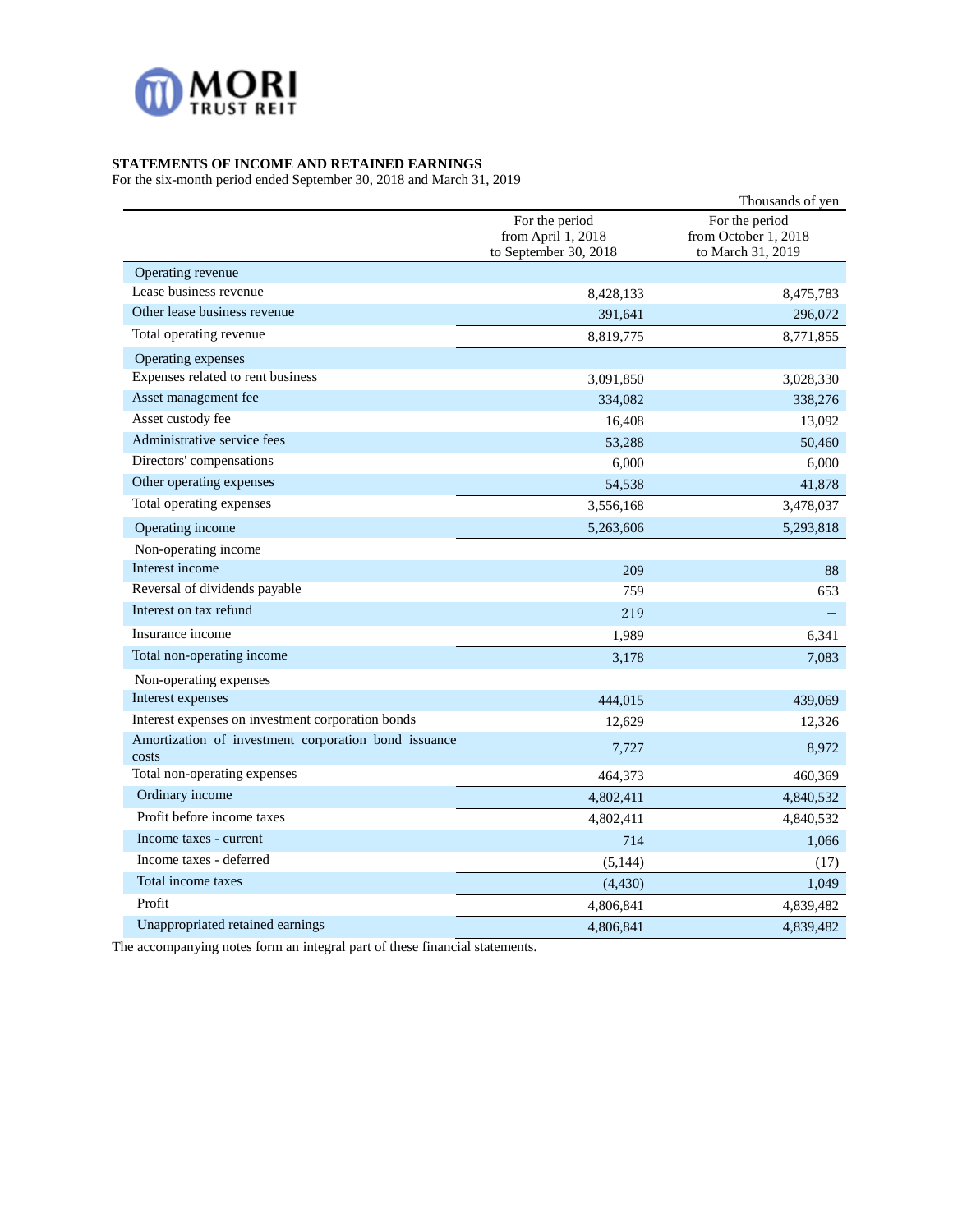MORI TRUST REIT

**STATEMENTS OF INCOME AND RETAINED EARNINGS**

For the six-month period ended September 30, 2018 and March 31, 2019

Thousands of yen

| | For the period from April 1, 2018 to September 30, 2018 | For the period from October 1, 2018 to March 31, 2019 |
|---|---|---|
| Operating revenue | | |
| Lease business revenue | 8,428,133 | 8,475,783 |
| Other lease business revenue | 391,641 | 296,072 |
| Total operating revenue | 8,819,775 | 8,771,855 |
| Operating expenses | | |
| Expenses related to rent business | 3,091,850 | 3,028,330 |
| Asset management fee | 334,082 | 338,276 |
| Asset custody fee | 16,408 | 13,092 |
| Administrative service fees | 53,288 | 50,460 |
| Directors' compensations | 6,000 | 6,000 |
| Other operating expenses | 54,538 | 41,878 |
| Total operating expenses | 3,556,168 | 3,478,037 |
| Operating income | 5,263,606 | 5,293,818 |
| Non-operating income | | |
| Interest income | 209 | 88 |
| Reversal of dividends payable | 759 | 653 |
| Interest on tax refund | 219 | – |
| Insurance income | 1,989 | 6,341 |
| Total non-operating income | 3,178 | 7,083 |
| Non-operating expenses | | |
| Interest expenses | 444,015 | 439,069 |
| Interest expenses on investment corporation bonds | 12,629 | 12,326 |
| Amortization of investment corporation bond issuance costs | 7,727 | 8,972 |
| Total non-operating expenses | 464,373 | 460,369 |
| Ordinary income | 4,802,411 | 4,840,532 |
| Profit before income taxes | 4,802,411 | 4,840,532 |
| Income taxes - current | 714 | 1,066 |
| Income taxes - deferred | (5,144) | (17) |
| Total income taxes | (4,430) | 1,049 |
| Profit | 4,806,841 | 4,839,482 |
| Unappropriated retained earnings | 4,806,841 | 4,839,482 |

The accompanying notes form an integral part of these financial statements.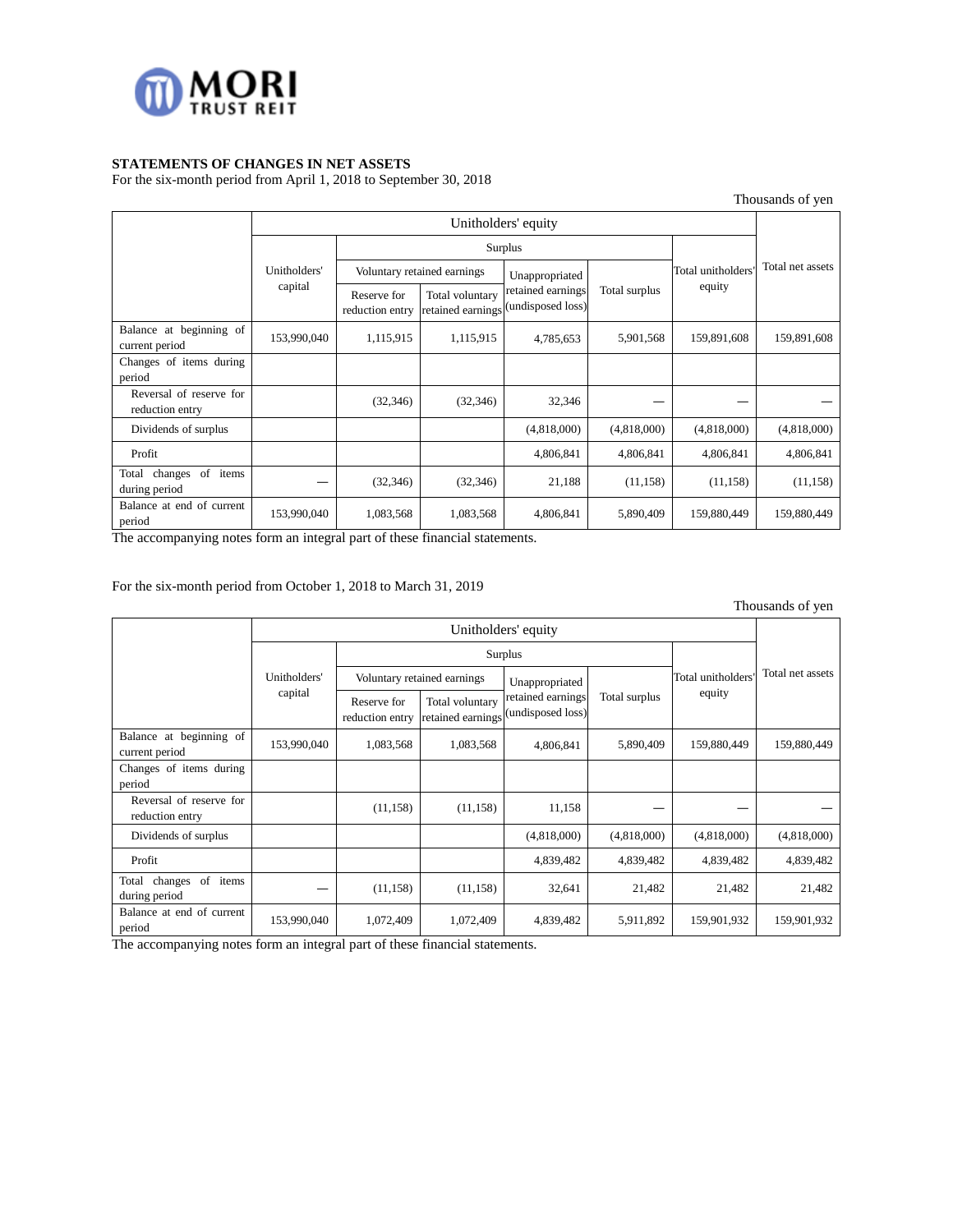## STATEMENTS OF CHANGES IN NET ASSETS

For the six-month period from April 1, 2018 to September 30, 2018

Thousands of yen

| | Unitholders' equity | | | | | | Total net assets |
|---|---|---|---|---|---|---|---|
| | Unitholders' capital | Surplus | | | | Total unitholders' equity | |
| | | Voluntary retained earnings | | Unappropriated retained earnings (undisposed loss) | Total surplus | | |
| | | Reserve for reduction entry | Total voluntary retained earnings | | | | |
| Balance at beginning of current period | 153,990,040 | 1,115,915 | 1,115,915 | 4,785,653 | 5,901,568 | 159,891,608 | 159,891,608 |
| Changes of items during period | | | | | | | |
| Reversal of reserve for reduction entry | | (32,346) | (32,346) | 32,346 | — | — | — |
| Dividends of surplus | | | | (4,818,000) | (4,818,000) | (4,818,000) | (4,818,000) |
| Profit | | | | 4,806,841 | 4,806,841 | 4,806,841 | 4,806,841 |
| Total changes of items during period | — | (32,346) | (32,346) | 21,188 | (11,158) | (11,158) | (11,158) |
| Balance at end of current period | 153,990,040 | 1,083,568 | 1,083,568 | 4,806,841 | 5,890,409 | 159,880,449 | 159,880,449 |

The accompanying notes form an integral part of these financial statements.

For the six-month period from October 1, 2018 to March 31, 2019

Thousands of yen

| | Unitholders' equity | | | | | | Total net assets |
|---|---|---|---|---|---|---|---|
| | Unitholders' capital | Surplus | | | | Total unitholders' equity | |
| | | Voluntary retained earnings | | Unappropriated retained earnings (undisposed loss) | Total surplus | | |
| | | Reserve for reduction entry | Total voluntary retained earnings | | | | |
| Balance at beginning of current period | 153,990,040 | 1,083,568 | 1,083,568 | 4,806,841 | 5,890,409 | 159,880,449 | 159,880,449 |
| Changes of items during period | | | | | | | |
| Reversal of reserve for reduction entry | | (11,158) | (11,158) | 11,158 | — | — | — |
| Dividends of surplus | | | | (4,818,000) | (4,818,000) | (4,818,000) | (4,818,000) |
| Profit | | | | 4,839,482 | 4,839,482 | 4,839,482 | 4,839,482 |
| Total changes of items during period | — | (11,158) | (11,158) | 32,641 | 21,482 | 21,482 | 21,482 |
| Balance at end of current period | 153,990,040 | 1,072,409 | 1,072,409 | 4,839,482 | 5,911,892 | 159,901,932 | 159,901,932 |

The accompanying notes form an integral part of these financial statements.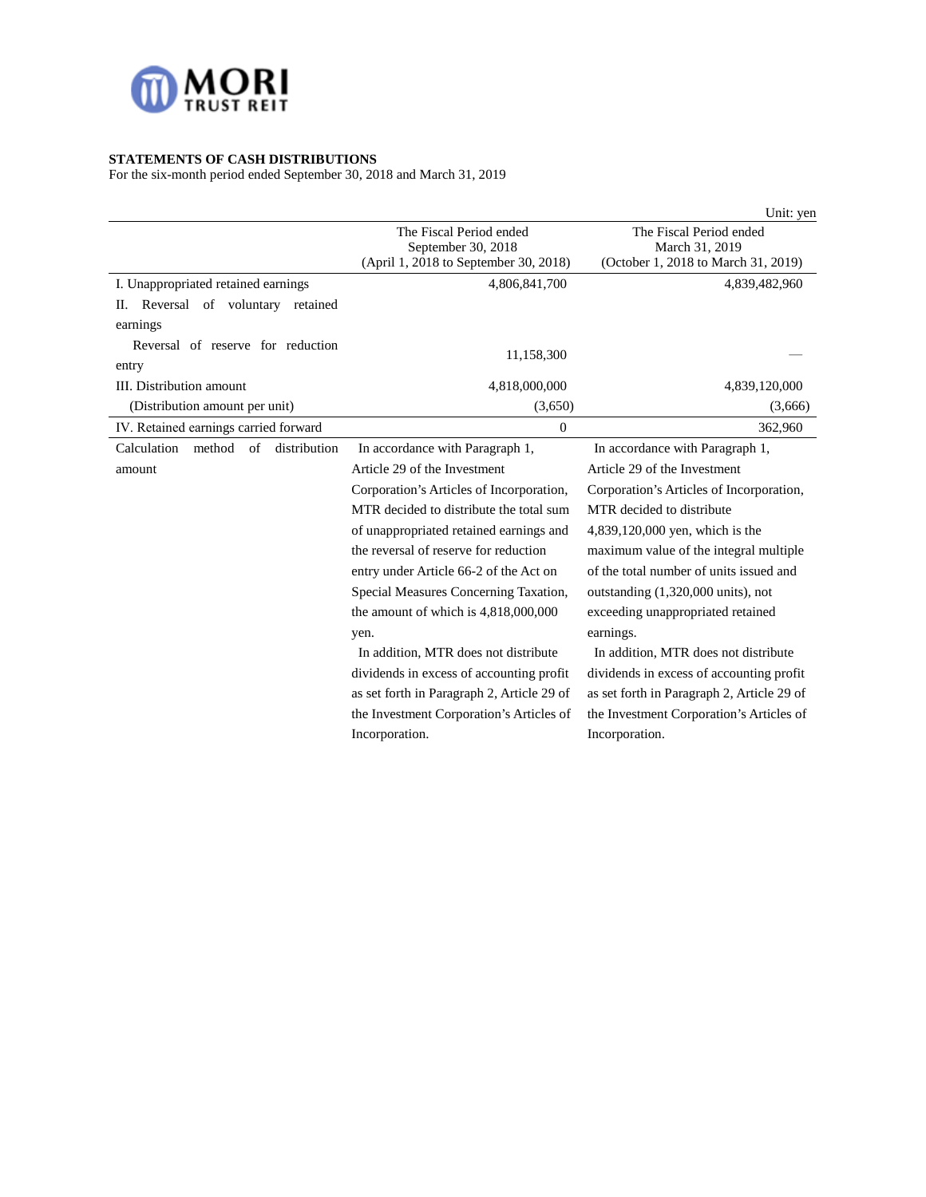**STATEMENTS OF CASH DISTRIBUTIONS**

For the six-month period ended September 30, 2018 and March 31, 2019

Unit: yen

| | The Fiscal Period ended September 30, 2018 (April 1, 2018 to September 30, 2018) | The Fiscal Period ended March 31, 2019 (October 1, 2018 to March 31, 2019) |
|---|---|---|
| I. Unappropriated retained earnings | 4,806,841,700 | 4,839,482,960 |
| II. Reversal of voluntary retained earnings | | |
| Reversal of reserve for reduction entry | 11,158,300 | — |
| III. Distribution amount | 4,818,000,000 | 4,839,120,000 |
| (Distribution amount per unit) | (3,650) | (3,666) |
| IV. Retained earnings carried forward | 0 | 362,960 |
| Calculation method of distribution amount | In accordance with Paragraph 1, Article 29 of the Investment Corporation's Articles of Incorporation, MTR decided to distribute the total sum of unappropriated retained earnings and the reversal of reserve for reduction entry under Article 66-2 of the Act on Special Measures Concerning Taxation, the amount of which is 4,818,000,000 yen. In addition, MTR does not distribute dividends in excess of accounting profit as set forth in Paragraph 2, Article 29 of the Investment Corporation's Articles of Incorporation. | In accordance with Paragraph 1, Article 29 of the Investment Corporation's Articles of Incorporation, MTR decided to distribute 4,839,120,000 yen, which is the maximum value of the integral multiple of the total number of units issued and outstanding (1,320,000 units), not exceeding unappropriated retained earnings. In addition, MTR does not distribute dividends in excess of accounting profit as set forth in Paragraph 2, Article 29 of the Investment Corporation's Articles of Incorporation. |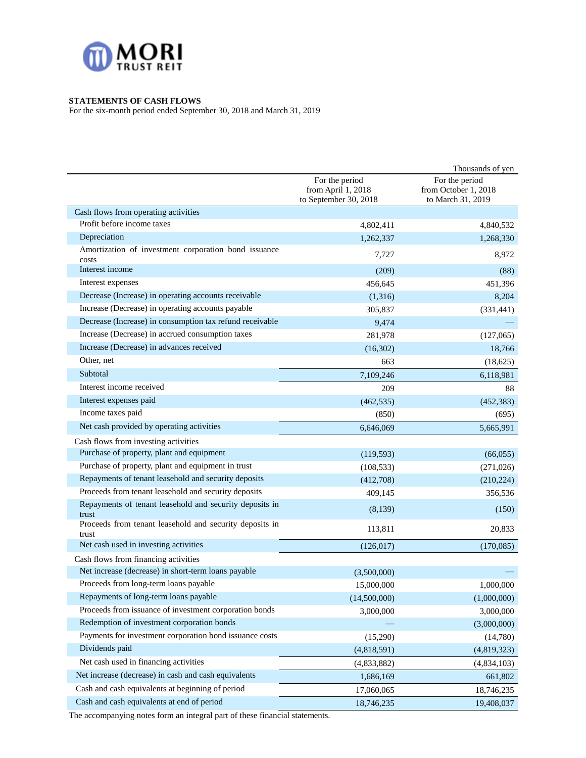MORI TRUST REIT

**STATEMENTS OF CASH FLOWS**

For the six-month period ended September 30, 2018 and March 31, 2019

Thousands of yen

| | For the period from April 1, 2018 to September 30, 2018 | For the period from October 1, 2018 to March 31, 2019 |
|---|---|---|
| Cash flows from operating activities | | |
| Profit before income taxes | 4,802,411 | 4,840,532 |
| Depreciation | 1,262,337 | 1,268,330 |
| Amortization of investment corporation bond issuance costs | 7,727 | 8,972 |
| Interest income | (209) | (88) |
| Interest expenses | 456,645 | 451,396 |
| Decrease (Increase) in operating accounts receivable | (1,316) | 8,204 |
| Increase (Decrease) in operating accounts payable | 305,837 | (331,441) |
| Decrease (Increase) in consumption tax refund receivable | 9,474 | — |
| Increase (Decrease) in accrued consumption taxes | 281,978 | (127,065) |
| Increase (Decrease) in advances received | (16,302) | 18,766 |
| Other, net | 663 | (18,625) |
| Subtotal | 7,109,246 | 6,118,981 |
| Interest income received | 209 | 88 |
| Interest expenses paid | (462,535) | (452,383) |
| Income taxes paid | (850) | (695) |
| Net cash provided by operating activities | 6,646,069 | 5,665,991 |
| Cash flows from investing activities | | |
| Purchase of property, plant and equipment | (119,593) | (66,055) |
| Purchase of property, plant and equipment in trust | (108,533) | (271,026) |
| Repayments of tenant leasehold and security deposits | (412,708) | (210,224) |
| Proceeds from tenant leasehold and security deposits | 409,145 | 356,536 |
| Repayments of tenant leasehold and security deposits in trust | (8,139) | (150) |
| Proceeds from tenant leasehold and security deposits in trust | 113,811 | 20,833 |
| Net cash used in investing activities | (126,017) | (170,085) |
| Cash flows from financing activities | | |
| Net increase (decrease) in short-term loans payable | (3,500,000) | — |
| Proceeds from long-term loans payable | 15,000,000 | 1,000,000 |
| Repayments of long-term loans payable | (14,500,000) | (1,000,000) |
| Proceeds from issuance of investment corporation bonds | 3,000,000 | 3,000,000 |
| Redemption of investment corporation bonds | — | (3,000,000) |
| Payments for investment corporation bond issuance costs | (15,290) | (14,780) |
| Dividends paid | (4,818,591) | (4,819,323) |
| Net cash used in financing activities | (4,833,882) | (4,834,103) |
| Net increase (decrease) in cash and cash equivalents | 1,686,169 | 661,802 |
| Cash and cash equivalents at beginning of period | 17,060,065 | 18,746,235 |
| Cash and cash equivalents at end of period | 18,746,235 | 19,408,037 |

The accompanying notes form an integral part of these financial statements.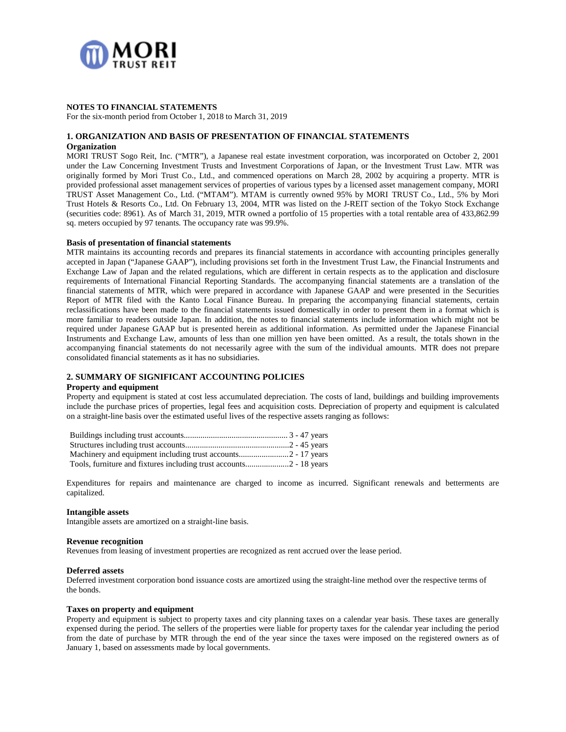## NOTES TO FINANCIAL STATEMENTS

For the six-month period from October 1, 2018 to March 31, 2019

### 1. ORGANIZATION AND BASIS OF PRESENTATION OF FINANCIAL STATEMENTS

**Organization**

MORI TRUST Sogo Reit, Inc. ("MTR"), a Japanese real estate investment corporation, was incorporated on October 2, 2001 under the Law Concerning Investment Trusts and Investment Corporations of Japan, or the Investment Trust Law. MTR was originally formed by Mori Trust Co., Ltd., and commenced operations on March 28, 2002 by acquiring a property. MTR is provided professional asset management services of properties of various types by a licensed asset management company, MORI TRUST Asset Management Co., Ltd. ("MTAM"). MTAM is currently owned 95% by MORI TRUST Co., Ltd., 5% by Mori Trust Hotels & Resorts Co., Ltd. On February 13, 2004, MTR was listed on the J-REIT section of the Tokyo Stock Exchange (securities code: 8961). As of March 31, 2019, MTR owned a portfolio of 15 properties with a total rentable area of 433,862.99 sq. meters occupied by 97 tenants. The occupancy rate was 99.9%.

**Basis of presentation of financial statements**

MTR maintains its accounting records and prepares its financial statements in accordance with accounting principles generally accepted in Japan ("Japanese GAAP"), including provisions set forth in the Investment Trust Law, the Financial Instruments and Exchange Law of Japan and the related regulations, which are different in certain respects as to the application and disclosure requirements of International Financial Reporting Standards. The accompanying financial statements are a translation of the financial statements of MTR, which were prepared in accordance with Japanese GAAP and were presented in the Securities Report of MTR filed with the Kanto Local Finance Bureau. In preparing the accompanying financial statements, certain reclassifications have been made to the financial statements issued domestically in order to present them in a format which is more familiar to readers outside Japan. In addition, the notes to financial statements include information which might not be required under Japanese GAAP but is presented herein as additional information. As permitted under the Japanese Financial Instruments and Exchange Law, amounts of less than one million yen have been omitted. As a result, the totals shown in the accompanying financial statements do not necessarily agree with the sum of the individual amounts. MTR does not prepare consolidated financial statements as it has no subsidiaries.

### 2. SUMMARY OF SIGNIFICANT ACCOUNTING POLICIES

**Property and equipment**

Property and equipment is stated at cost less accumulated depreciation. The costs of land, buildings and building improvements include the purchase prices of properties, legal fees and acquisition costs. Depreciation of property and equipment is calculated on a straight-line basis over the estimated useful lives of the respective assets ranging as follows:

| | |
|---|---|
| Buildings including trust accounts | 3 - 47 years |
| Structures including trust accounts | 2 - 45 years |
| Machinery and equipment including trust accounts | 2 - 17 years |
| Tools, furniture and fixtures including trust accounts | 2 - 18 years |

Expenditures for repairs and maintenance are charged to income as incurred. Significant renewals and betterments are capitalized.

**Intangible assets**

Intangible assets are amortized on a straight-line basis.

**Revenue recognition**

Revenues from leasing of investment properties are recognized as rent accrued over the lease period.

**Deferred assets**

Deferred investment corporation bond issuance costs are amortized using the straight-line method over the respective terms of the bonds.

**Taxes on property and equipment**

Property and equipment is subject to property taxes and city planning taxes on a calendar year basis. These taxes are generally expensed during the period. The sellers of the properties were liable for property taxes for the calendar year including the period from the date of purchase by MTR through the end of the year since the taxes were imposed on the registered owners as of January 1, based on assessments made by local governments.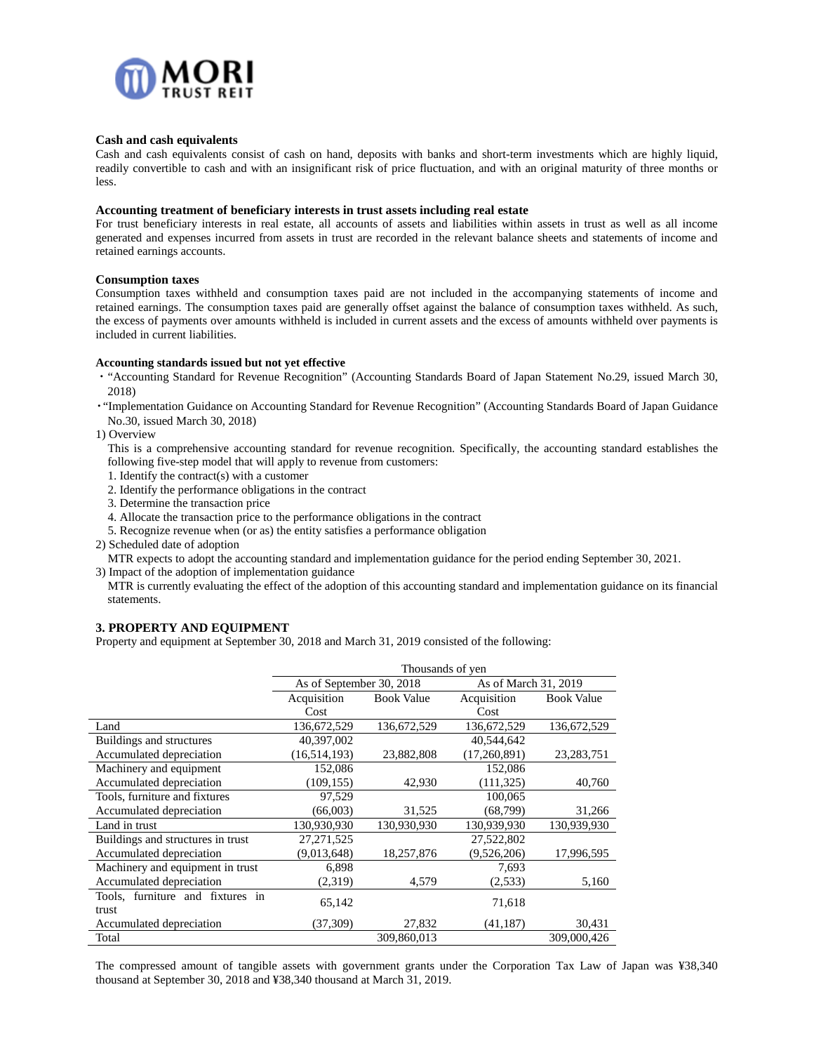**Cash and cash equivalents**

Cash and cash equivalents consist of cash on hand, deposits with banks and short-term investments which are highly liquid, readily convertible to cash and with an insignificant risk of price fluctuation, and with an original maturity of three months or less.

**Accounting treatment of beneficiary interests in trust assets including real estate**

For trust beneficiary interests in real estate, all accounts of assets and liabilities within assets in trust as well as all income generated and expenses incurred from assets in trust are recorded in the relevant balance sheets and statements of income and retained earnings accounts.

**Consumption taxes**

Consumption taxes withheld and consumption taxes paid are not included in the accompanying statements of income and retained earnings. The consumption taxes paid are generally offset against the balance of consumption taxes withheld. As such, the excess of payments over amounts withheld is included in current assets and the excess of amounts withheld over payments is included in current liabilities.

**Accounting standards issued but not yet effective**

・“Accounting Standard for Revenue Recognition” (Accounting Standards Board of Japan Statement No.29, issued March 30, 2018)

・“Implementation Guidance on Accounting Standard for Revenue Recognition” (Accounting Standards Board of Japan Guidance No.30, issued March 30, 2018)

1) Overview

This is a comprehensive accounting standard for revenue recognition. Specifically, the accounting standard establishes the following five-step model that will apply to revenue from customers:

1. Identify the contract(s) with a customer
2. Identify the performance obligations in the contract
3. Determine the transaction price
4. Allocate the transaction price to the performance obligations in the contract
5. Recognize revenue when (or as) the entity satisfies a performance obligation

2) Scheduled date of adoption

MTR expects to adopt the accounting standard and implementation guidance for the period ending September 30, 2021.

3) Impact of the adoption of implementation guidance

MTR is currently evaluating the effect of the adoption of this accounting standard and implementation guidance on its financial statements.

## 3. PROPERTY AND EQUIPMENT

Property and equipment at September 30, 2018 and March 31, 2019 consisted of the following:

| | Thousands of yen | | | |
|---|---|---|---|---|
| | As of September 30, 2018 | | As of March 31, 2019 | |
| | Acquisition Cost | Book Value | Acquisition Cost | Book Value |
| Land | 136,672,529 | 136,672,529 | 136,672,529 | 136,672,529 |
| Buildings and structures | 40,397,002 | | 40,544,642 | |
| Accumulated depreciation | (16,514,193) | 23,882,808 | (17,260,891) | 23,283,751 |
| Machinery and equipment | 152,086 | | 152,086 | |
| Accumulated depreciation | (109,155) | 42,930 | (111,325) | 40,760 |
| Tools, furniture and fixtures | 97,529 | | 100,065 | |
| Accumulated depreciation | (66,003) | 31,525 | (68,799) | 31,266 |
| Land in trust | 130,930,930 | 130,930,930 | 130,939,930 | 130,939,930 |
| Buildings and structures in trust | 27,271,525 | | 27,522,802 | |
| Accumulated depreciation | (9,013,648) | 18,257,876 | (9,526,206) | 17,996,595 |
| Machinery and equipment in trust | 6,898 | | 7,693 | |
| Accumulated depreciation | (2,319) | 4,579 | (2,533) | 5,160 |
| Tools, furniture and fixtures in trust | 65,142 | | 71,618 | |
| Accumulated depreciation | (37,309) | 27,832 | (41,187) | 30,431 |
| Total | | 309,860,013 | | 309,000,426 |

The compressed amount of tangible assets with government grants under the Corporation Tax Law of Japan was ¥38,340 thousand at September 30, 2018 and ¥38,340 thousand at March 31, 2019.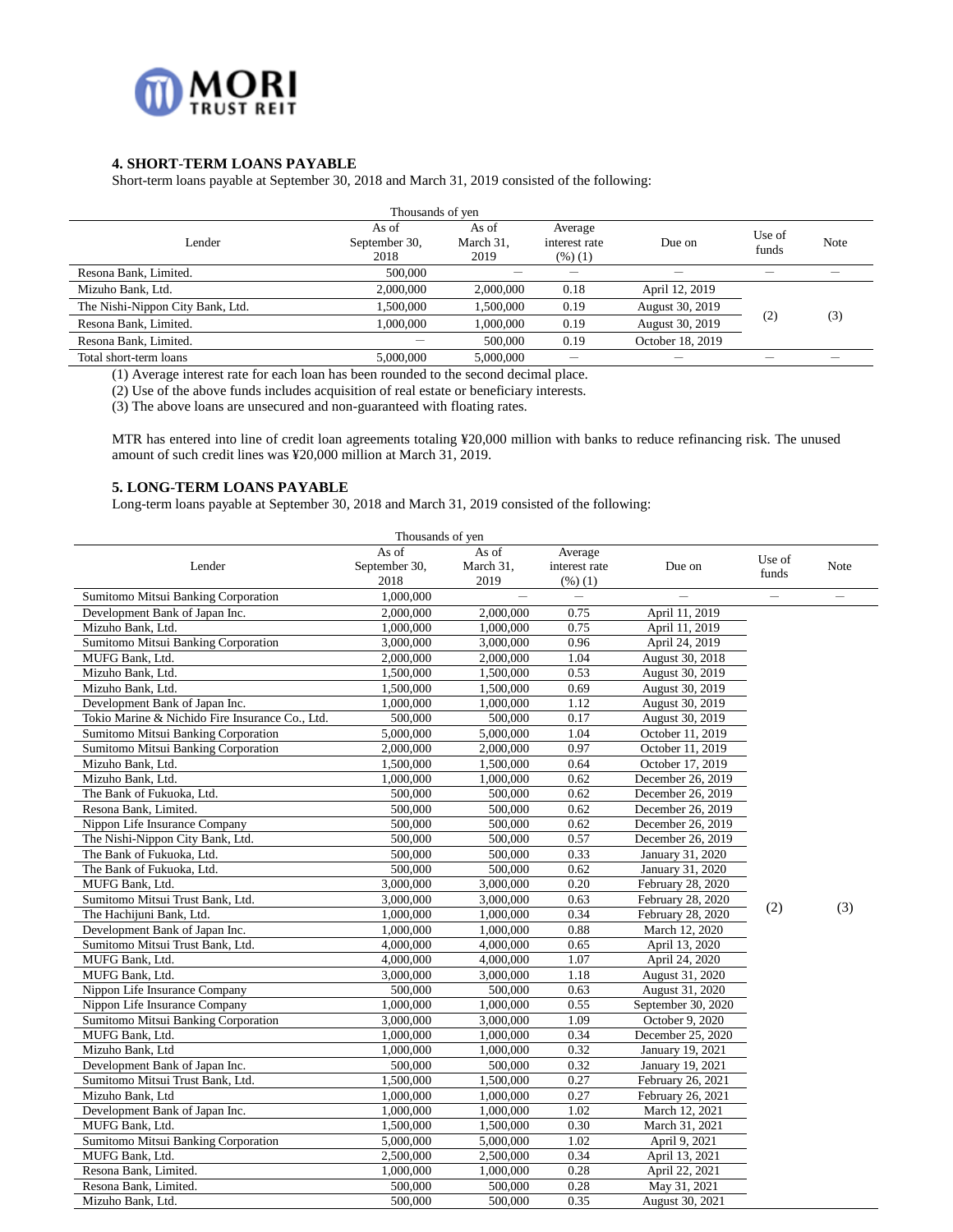### 4. SHORT-TERM LOANS PAYABLE

Short-term loans payable at September 30, 2018 and March 31, 2019 consisted of the following:

| Lender | As of September 30, 2018 | As of March 31, 2019 | Average interest rate (%) (1) | Due on | Use of funds | Note |
|---|---|---|---|---|---|---|
| | Thousands of yen | | | | | |
| Resona Bank, Limited. | 500,000 | — | — | — | — | — |
| Mizuho Bank, Ltd. | 2,000,000 | 2,000,000 | 0.18 | April 12, 2019 | (2) | (3) |
| The Nishi-Nippon City Bank, Ltd. | 1,500,000 | 1,500,000 | 0.19 | August 30, 2019 | | |
| Resona Bank, Limited. | 1,000,000 | 1,000,000 | 0.19 | August 30, 2019 | | |
| Resona Bank, Limited. | — | 500,000 | 0.19 | October 18, 2019 | | |
| Total short-term loans | 5,000,000 | 5,000,000 | — | — | — | — |

(1) Average interest rate for each loan has been rounded to the second decimal place.
(2) Use of the above funds includes acquisition of real estate or beneficiary interests.
(3) The above loans are unsecured and non-guaranteed with floating rates.

MTR has entered into line of credit loan agreements totaling ¥20,000 million with banks to reduce refinancing risk. The unused amount of such credit lines was ¥20,000 million at March 31, 2019.

### 5. LONG-TERM LOANS PAYABLE

Long-term loans payable at September 30, 2018 and March 31, 2019 consisted of the following:

| Lender | As of September 30, 2018 | As of March 31, 2019 | Average interest rate (%) (1) | Due on | Use of funds | Note |
|---|---|---|---|---|---|---|
| | Thousands of yen | | | | | |
| Sumitomo Mitsui Banking Corporation | 1,000,000 | — | — | — | — | — |
| Development Bank of Japan Inc. | 2,000,000 | 2,000,000 | 0.75 | April 11, 2019 | (2) | (3) |
| Mizuho Bank, Ltd. | 1,000,000 | 1,000,000 | 0.75 | April 11, 2019 | | |
| Sumitomo Mitsui Banking Corporation | 3,000,000 | 3,000,000 | 0.96 | April 24, 2019 | | |
| MUFG Bank, Ltd. | 2,000,000 | 2,000,000 | 1.04 | August 30, 2018 | | |
| Mizuho Bank, Ltd. | 1,500,000 | 1,500,000 | 0.53 | August 30, 2019 | | |
| Mizuho Bank, Ltd. | 1,500,000 | 1,500,000 | 0.69 | August 30, 2019 | | |
| Development Bank of Japan Inc. | 1,000,000 | 1,000,000 | 1.12 | August 30, 2019 | | |
| Tokio Marine & Nichido Fire Insurance Co., Ltd. | 500,000 | 500,000 | 0.17 | August 30, 2019 | | |
| Sumitomo Mitsui Banking Corporation | 5,000,000 | 5,000,000 | 1.04 | October 11, 2019 | | |
| Sumitomo Mitsui Banking Corporation | 2,000,000 | 2,000,000 | 0.97 | October 11, 2019 | | |
| Mizuho Bank, Ltd. | 1,500,000 | 1,500,000 | 0.64 | October 17, 2019 | | |
| Mizuho Bank, Ltd. | 1,000,000 | 1,000,000 | 0.62 | December 26, 2019 | | |
| The Bank of Fukuoka, Ltd. | 500,000 | 500,000 | 0.62 | December 26, 2019 | | |
| Resona Bank, Limited. | 500,000 | 500,000 | 0.62 | December 26, 2019 | | |
| Nippon Life Insurance Company | 500,000 | 500,000 | 0.62 | December 26, 2019 | | |
| The Nishi-Nippon City Bank, Ltd. | 500,000 | 500,000 | 0.57 | December 26, 2019 | | |
| The Bank of Fukuoka, Ltd. | 500,000 | 500,000 | 0.33 | January 31, 2020 | | |
| The Bank of Fukuoka, Ltd. | 500,000 | 500,000 | 0.62 | January 31, 2020 | | |
| MUFG Bank, Ltd. | 3,000,000 | 3,000,000 | 0.20 | February 28, 2020 | | |
| Sumitomo Mitsui Trust Bank, Ltd. | 3,000,000 | 3,000,000 | 0.63 | February 28, 2020 | | |
| The Hachijuni Bank, Ltd. | 1,000,000 | 1,000,000 | 0.34 | February 28, 2020 | | |
| Development Bank of Japan Inc. | 1,000,000 | 1,000,000 | 0.88 | March 12, 2020 | | |
| Sumitomo Mitsui Trust Bank, Ltd. | 4,000,000 | 4,000,000 | 0.65 | April 13, 2020 | | |
| MUFG Bank, Ltd. | 4,000,000 | 4,000,000 | 1.07 | April 24, 2020 | | |
| MUFG Bank, Ltd. | 3,000,000 | 3,000,000 | 1.18 | August 31, 2020 | | |
| Nippon Life Insurance Company | 500,000 | 500,000 | 0.63 | August 31, 2020 | | |
| Nippon Life Insurance Company | 1,000,000 | 1,000,000 | 0.55 | September 30, 2020 | | |
| Sumitomo Mitsui Banking Corporation | 3,000,000 | 3,000,000 | 1.09 | October 9, 2020 | | |
| MUFG Bank, Ltd. | 1,000,000 | 1,000,000 | 0.34 | December 25, 2020 | | |
| Mizuho Bank, Ltd | 1,000,000 | 1,000,000 | 0.32 | January 19, 2021 | | |
| Development Bank of Japan Inc. | 500,000 | 500,000 | 0.32 | January 19, 2021 | | |
| Sumitomo Mitsui Trust Bank, Ltd. | 1,500,000 | 1,500,000 | 0.27 | February 26, 2021 | | |
| Mizuho Bank, Ltd | 1,000,000 | 1,000,000 | 0.27 | February 26, 2021 | | |
| Development Bank of Japan Inc. | 1,000,000 | 1,000,000 | 1.02 | March 12, 2021 | | |
| MUFG Bank, Ltd. | 1,500,000 | 1,500,000 | 0.30 | March 31, 2021 | | |
| Sumitomo Mitsui Banking Corporation | 5,000,000 | 5,000,000 | 1.02 | April 9, 2021 | | |
| MUFG Bank, Ltd. | 2,500,000 | 2,500,000 | 0.34 | April 13, 2021 | | |
| Resona Bank, Limited. | 1,000,000 | 1,000,000 | 0.28 | April 22, 2021 | | |
| Resona Bank, Limited. | 500,000 | 500,000 | 0.28 | May 31, 2021 | | |
| Mizuho Bank, Ltd. | 500,000 | 500,000 | 0.35 | August 30, 2021 | | |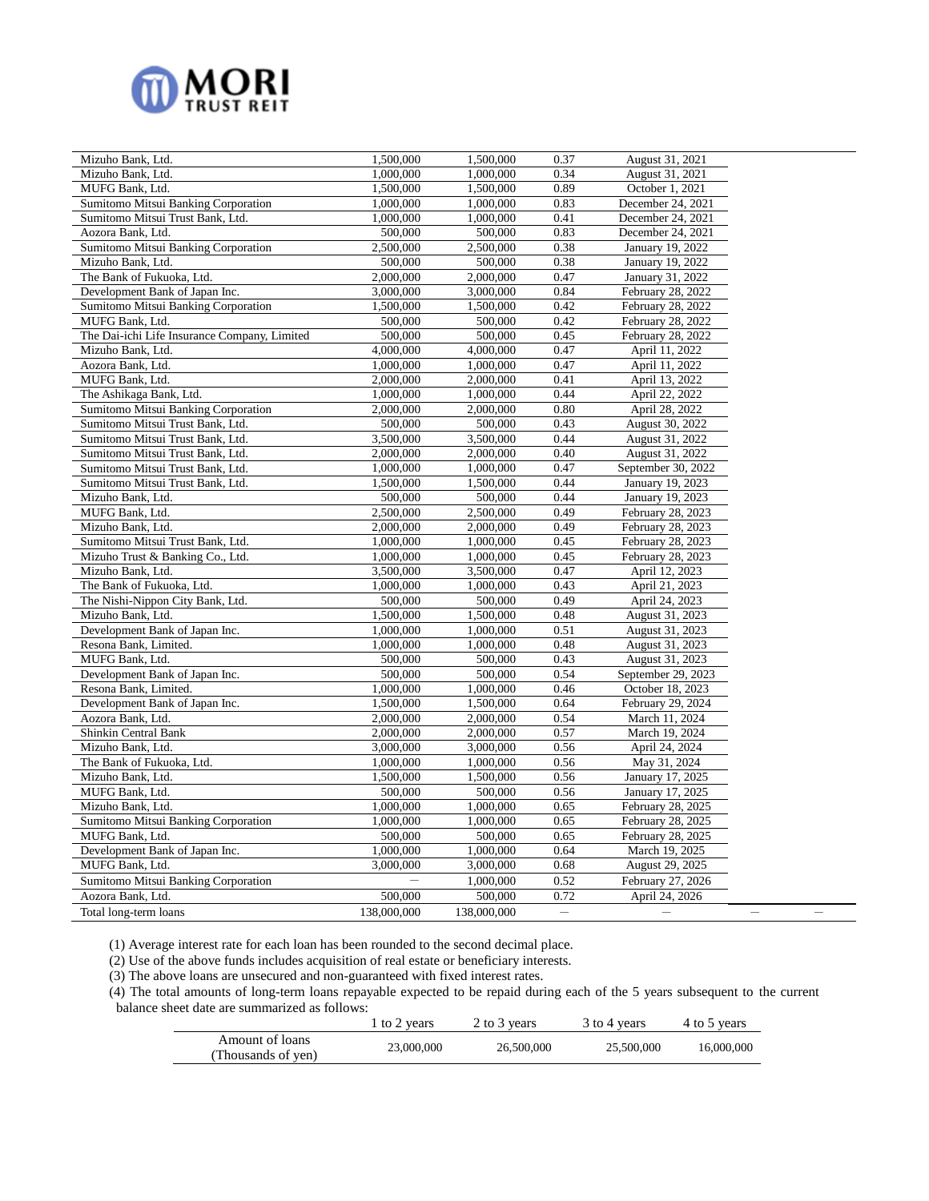| | | | | | | |
|---|---|---|---|---|---|---|
| Mizuho Bank, Ltd. | 1,500,000 | 1,500,000 | 0.37 | August 31, 2021 | | |
| Mizuho Bank, Ltd. | 1,000,000 | 1,000,000 | 0.34 | August 31, 2021 | | |
| MUFG Bank, Ltd. | 1,500,000 | 1,500,000 | 0.89 | October 1, 2021 | | |
| Sumitomo Mitsui Banking Corporation | 1,000,000 | 1,000,000 | 0.83 | December 24, 2021 | | |
| Sumitomo Mitsui Trust Bank, Ltd. | 1,000,000 | 1,000,000 | 0.41 | December 24, 2021 | | |
| Aozora Bank, Ltd. | 500,000 | 500,000 | 0.83 | December 24, 2021 | | |
| Sumitomo Mitsui Banking Corporation | 2,500,000 | 2,500,000 | 0.38 | January 19, 2022 | | |
| Mizuho Bank, Ltd. | 500,000 | 500,000 | 0.38 | January 19, 2022 | | |
| The Bank of Fukuoka, Ltd. | 2,000,000 | 2,000,000 | 0.47 | January 31, 2022 | | |
| Development Bank of Japan Inc. | 3,000,000 | 3,000,000 | 0.84 | February 28, 2022 | | |
| Sumitomo Mitsui Banking Corporation | 1,500,000 | 1,500,000 | 0.42 | February 28, 2022 | | |
| MUFG Bank, Ltd. | 500,000 | 500,000 | 0.42 | February 28, 2022 | | |
| The Dai-ichi Life Insurance Company, Limited | 500,000 | 500,000 | 0.45 | February 28, 2022 | | |
| Mizuho Bank, Ltd. | 4,000,000 | 4,000,000 | 0.47 | April 11, 2022 | | |
| Aozora Bank, Ltd. | 1,000,000 | 1,000,000 | 0.47 | April 11, 2022 | | |
| MUFG Bank, Ltd. | 2,000,000 | 2,000,000 | 0.41 | April 13, 2022 | | |
| The Ashikaga Bank, Ltd. | 1,000,000 | 1,000,000 | 0.44 | April 22, 2022 | | |
| Sumitomo Mitsui Banking Corporation | 2,000,000 | 2,000,000 | 0.80 | April 28, 2022 | | |
| Sumitomo Mitsui Trust Bank, Ltd. | 500,000 | 500,000 | 0.43 | August 30, 2022 | | |
| Sumitomo Mitsui Trust Bank, Ltd. | 3,500,000 | 3,500,000 | 0.44 | August 31, 2022 | | |
| Sumitomo Mitsui Trust Bank, Ltd. | 2,000,000 | 2,000,000 | 0.40 | August 31, 2022 | | |
| Sumitomo Mitsui Trust Bank, Ltd. | 1,000,000 | 1,000,000 | 0.47 | September 30, 2022 | | |
| Sumitomo Mitsui Trust Bank, Ltd. | 1,500,000 | 1,500,000 | 0.44 | January 19, 2023 | | |
| Mizuho Bank, Ltd. | 500,000 | 500,000 | 0.44 | January 19, 2023 | | |
| MUFG Bank, Ltd. | 2,500,000 | 2,500,000 | 0.49 | February 28, 2023 | | |
| Mizuho Bank, Ltd. | 2,000,000 | 2,000,000 | 0.49 | February 28, 2023 | | |
| Sumitomo Mitsui Trust Bank, Ltd. | 1,000,000 | 1,000,000 | 0.45 | February 28, 2023 | | |
| Mizuho Trust & Banking Co., Ltd. | 1,000,000 | 1,000,000 | 0.45 | February 28, 2023 | | |
| Mizuho Bank, Ltd. | 3,500,000 | 3,500,000 | 0.47 | April 12, 2023 | | |
| The Bank of Fukuoka, Ltd. | 1,000,000 | 1,000,000 | 0.43 | April 21, 2023 | | |
| The Nishi-Nippon City Bank, Ltd. | 500,000 | 500,000 | 0.49 | April 24, 2023 | | |
| Mizuho Bank, Ltd. | 1,500,000 | 1,500,000 | 0.48 | August 31, 2023 | | |
| Development Bank of Japan Inc. | 1,000,000 | 1,000,000 | 0.51 | August 31, 2023 | | |
| Resona Bank, Limited. | 1,000,000 | 1,000,000 | 0.48 | August 31, 2023 | | |
| MUFG Bank, Ltd. | 500,000 | 500,000 | 0.43 | August 31, 2023 | | |
| Development Bank of Japan Inc. | 500,000 | 500,000 | 0.54 | September 29, 2023 | | |
| Resona Bank, Limited. | 1,000,000 | 1,000,000 | 0.46 | October 18, 2023 | | |
| Development Bank of Japan Inc. | 1,500,000 | 1,500,000 | 0.64 | February 29, 2024 | | |
| Aozora Bank, Ltd. | 2,000,000 | 2,000,000 | 0.54 | March 11, 2024 | | |
| Shinkin Central Bank | 2,000,000 | 2,000,000 | 0.57 | March 19, 2024 | | |
| Mizuho Bank, Ltd. | 3,000,000 | 3,000,000 | 0.56 | April 24, 2024 | | |
| The Bank of Fukuoka, Ltd. | 1,000,000 | 1,000,000 | 0.56 | May 31, 2024 | | |
| Mizuho Bank, Ltd. | 1,500,000 | 1,500,000 | 0.56 | January 17, 2025 | | |
| MUFG Bank, Ltd. | 500,000 | 500,000 | 0.56 | January 17, 2025 | | |
| Mizuho Bank, Ltd. | 1,000,000 | 1,000,000 | 0.65 | February 28, 2025 | | |
| Sumitomo Mitsui Banking Corporation | 1,000,000 | 1,000,000 | 0.65 | February 28, 2025 | | |
| MUFG Bank, Ltd. | 500,000 | 500,000 | 0.65 | February 28, 2025 | | |
| Development Bank of Japan Inc. | 1,000,000 | 1,000,000 | 0.64 | March 19, 2025 | | |
| MUFG Bank, Ltd. | 3,000,000 | 3,000,000 | 0.68 | August 29, 2025 | | |
| Sumitomo Mitsui Banking Corporation | — | 1,000,000 | 0.52 | February 27, 2026 | | |
| Aozora Bank, Ltd. | 500,000 | 500,000 | 0.72 | April 24, 2026 | | |
| Total long-term loans | 138,000,000 | 138,000,000 | — | — | — | — |

(1) Average interest rate for each loan has been rounded to the second decimal place.
(2) Use of the above funds includes acquisition of real estate or beneficiary interests.
(3) The above loans are unsecured and non-guaranteed with fixed interest rates.
(4) The total amounts of long-term loans repayable expected to be repaid during each of the 5 years subsequent to the current balance sheet date are summarized as follows:

| | 1 to 2 years | 2 to 3 years | 3 to 4 years | 4 to 5 years |
|---|---|---|---|---|
| Amount of loans (Thousands of yen) | 23,000,000 | 26,500,000 | 25,500,000 | 16,000,000 |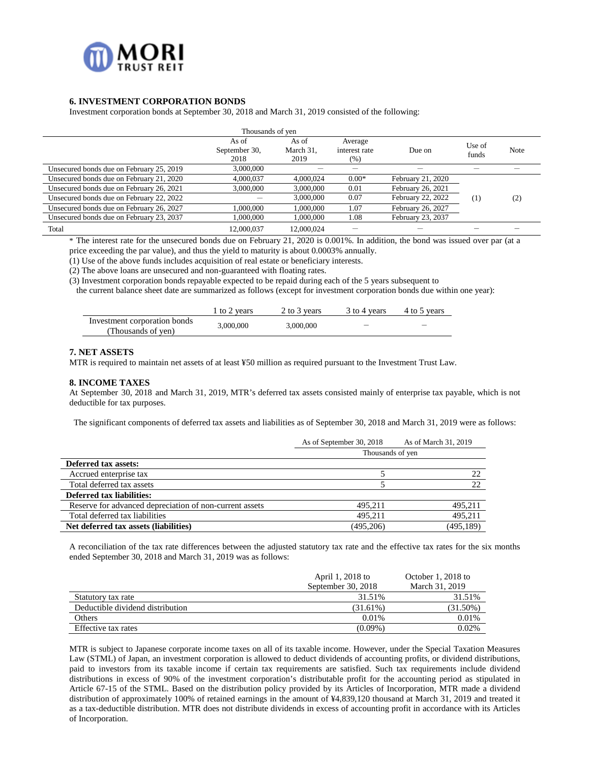## 6. INVESTMENT CORPORATION BONDS

Investment corporation bonds at September 30, 2018 and March 31, 2019 consisted of the following:

| | Thousands of yen | | | | | |
|---|---|---|---|---|---|---|
| | As of September 30, 2018 | As of March 31, 2019 | Average interest rate (%) | Due on | Use of funds | Note |
| Unsecured bonds due on February 25, 2019 | 3,000,000 | — | — | — | — | — |
| Unsecured bonds due on February 21, 2020 | 4,000,037 | 4,000,024 | 0.00* | February 21, 2020 | (1) | (2) |
| Unsecured bonds due on February 26, 2021 | 3,000,000 | 3,000,000 | 0.01 | February 26, 2021 | | |
| Unsecured bonds due on February 22, 2022 | — | 3,000,000 | 0.07 | February 22, 2022 | | |
| Unsecured bonds due on February 26, 2027 | 1,000,000 | 1,000,000 | 1.07 | February 26, 2027 | | |
| Unsecured bonds due on February 23, 2037 | 1,000,000 | 1,000,000 | 1.08 | February 23, 2037 | | |
| Total | 12,000,037 | 12,000,024 | — | — | — | — |

* The interest rate for the unsecured bonds due on February 21, 2020 is 0.001%. In addition, the bond was issued over par (at a price exceeding the par value), and thus the yield to maturity is about 0.0003% annually.

(1) Use of the above funds includes acquisition of real estate or beneficiary interests.

(2) The above loans are unsecured and non-guaranteed with floating rates.

(3) Investment corporation bonds repayable expected to be repaid during each of the 5 years subsequent to the current balance sheet date are summarized as follows (except for investment corporation bonds due within one year):

| | 1 to 2 years | 2 to 3 years | 3 to 4 years | 4 to 5 years |
|---|---|---|---|---|
| Investment corporation bonds (Thousands of yen) | 3,000,000 | 3,000,000 | — | — |

## 7. NET ASSETS

MTR is required to maintain net assets of at least ¥50 million as required pursuant to the Investment Trust Law.

## 8. INCOME TAXES

At September 30, 2018 and March 31, 2019, MTR's deferred tax assets consisted mainly of enterprise tax payable, which is not deductible for tax purposes.

The significant components of deferred tax assets and liabilities as of September 30, 2018 and March 31, 2019 were as follows:

| | As of September 30, 2018 | As of March 31, 2019 |
|---|---|---|
| | Thousands of yen | |
| **Deferred tax assets:** | | |
| Accrued enterprise tax | 5 | 22 |
| Total deferred tax assets | 5 | 22 |
| **Deferred tax liabilities:** | | |
| Reserve for advanced depreciation of non-current assets | 495,211 | 495,211 |
| Total deferred tax liabilities | 495,211 | 495,211 |
| **Net deferred tax assets (liabilities)** | (495,206) | (495,189) |

A reconciliation of the tax rate differences between the adjusted statutory tax rate and the effective tax rates for the six months ended September 30, 2018 and March 31, 2019 was as follows:

| | April 1, 2018 to September 30, 2018 | October 1, 2018 to March 31, 2019 |
|---|---|---|
| Statutory tax rate | 31.51% | 31.51% |
| Deductible dividend distribution | (31.61%) | (31.50%) |
| Others | 0.01% | 0.01% |
| Effective tax rates | (0.09%) | 0.02% |

MTR is subject to Japanese corporate income taxes on all of its taxable income. However, under the Special Taxation Measures Law (STML) of Japan, an investment corporation is allowed to deduct dividends of accounting profits, or dividend distributions, paid to investors from its taxable income if certain tax requirements are satisfied. Such tax requirements include dividend distributions in excess of 90% of the investment corporation's distributable profit for the accounting period as stipulated in Article 67-15 of the STML. Based on the distribution policy provided by its Articles of Incorporation, MTR made a dividend distribution of approximately 100% of retained earnings in the amount of ¥4,839,120 thousand at March 31, 2019 and treated it as a tax-deductible distribution. MTR does not distribute dividends in excess of accounting profit in accordance with its Articles of Incorporation.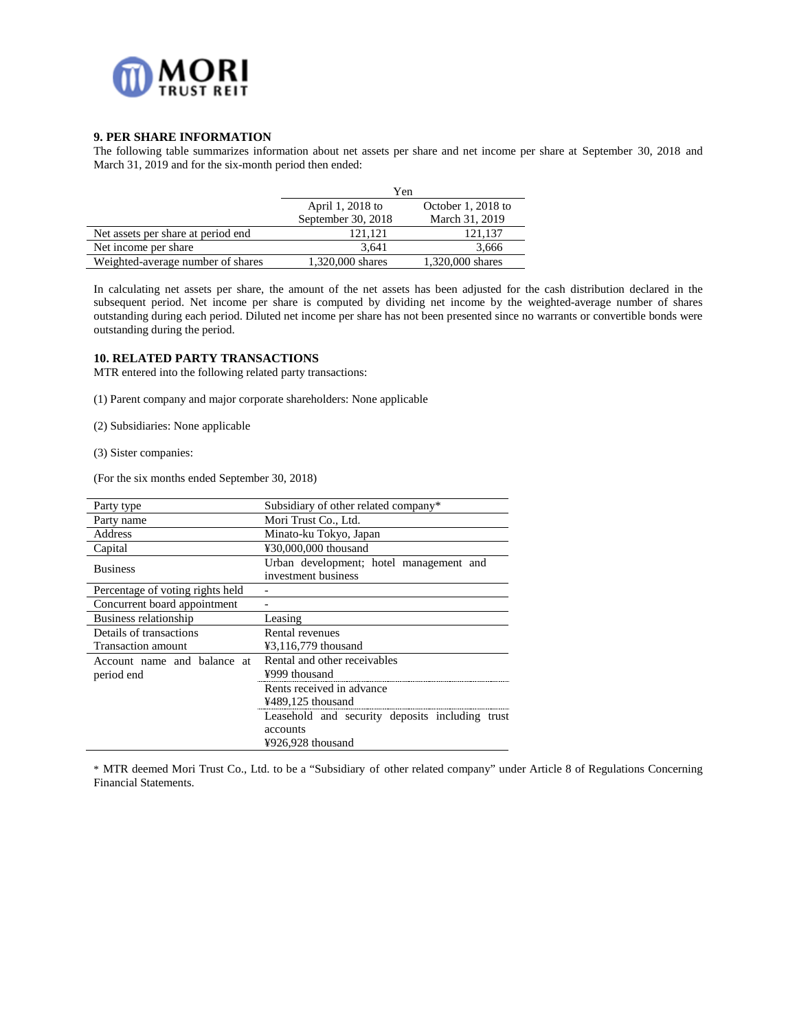## 9. PER SHARE INFORMATION

The following table summarizes information about net assets per share and net income per share at September 30, 2018 and March 31, 2019 and for the six-month period then ended:

| | Yen | |
|---|---|---|
| | April 1, 2018 to September 30, 2018 | October 1, 2018 to March 31, 2019 |
| Net assets per share at period end | 121,121 | 121,137 |
| Net income per share | 3,641 | 3,666 |
| Weighted-average number of shares | 1,320,000 shares | 1,320,000 shares |

In calculating net assets per share, the amount of the net assets has been adjusted for the cash distribution declared in the subsequent period. Net income per share is computed by dividing net income by the weighted-average number of shares outstanding during each period. Diluted net income per share has not been presented since no warrants or convertible bonds were outstanding during the period.

## 10. RELATED PARTY TRANSACTIONS

MTR entered into the following related party transactions:

(1) Parent company and major corporate shareholders: None applicable

(2) Subsidiaries: None applicable

(3) Sister companies:

(For the six months ended September 30, 2018)

| Party type | Subsidiary of other related company* |
|---|---|
| Party name | Mori Trust Co., Ltd. |
| Address | Minato-ku Tokyo, Japan |
| Capital | ¥30,000,000 thousand |
| Business | Urban development; hotel management and investment business |
| Percentage of voting rights held | - |
| Concurrent board appointment | - |
| Business relationship | Leasing |
| Details of transactions<br>Transaction amount | Rental revenues<br>¥3,116,779 thousand |
| Account name and balance at period end | Rental and other receivables<br>¥999 thousand |
| | Rents received in advance<br>¥489,125 thousand |
| | Leasehold and security deposits including trust accounts<br>¥926,928 thousand |

* MTR deemed Mori Trust Co., Ltd. to be a "Subsidiary of other related company" under Article 8 of Regulations Concerning Financial Statements.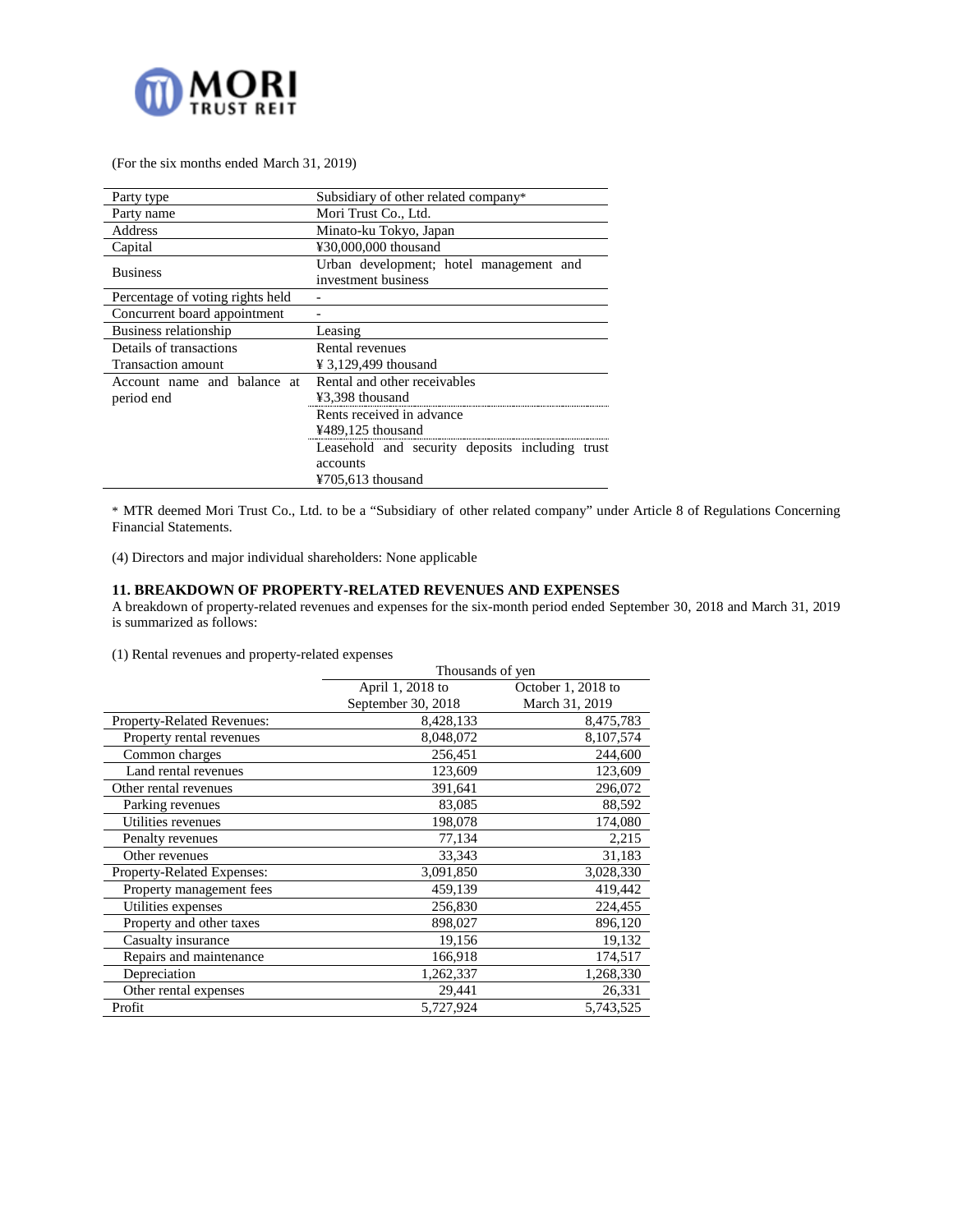(For the six months ended March 31, 2019)

| Party type | Subsidiary of other related company* |
|---|---|
| Party name | Mori Trust Co., Ltd. |
| Address | Minato-ku Tokyo, Japan |
| Capital | ¥30,000,000 thousand |
| Business | Urban development; hotel management and investment business |
| Percentage of voting rights held | - |
| Concurrent board appointment | - |
| Business relationship | Leasing |
| Details of transactions<br>Transaction amount | Rental revenues<br>¥ 3,129,499 thousand |
| Account name and balance at period end | Rental and other receivables<br>¥3,398 thousand |
| | Rents received in advance<br>¥489,125 thousand |
| | Leasehold and security deposits including trust accounts<br>¥705,613 thousand |

* MTR deemed Mori Trust Co., Ltd. to be a "Subsidiary of other related company" under Article 8 of Regulations Concerning Financial Statements.

(4) Directors and major individual shareholders: None applicable

### 11. BREAKDOWN OF PROPERTY-RELATED REVENUES AND EXPENSES

A breakdown of property-related revenues and expenses for the six-month period ended September 30, 2018 and March 31, 2019 is summarized as follows:

(1) Rental revenues and property-related expenses

| | Thousands of yen | |
|---|---|---|
| | April 1, 2018 to September 30, 2018 | October 1, 2018 to March 31, 2019 |
| Property-Related Revenues: | 8,428,133 | 8,475,783 |
| Property rental revenues | 8,048,072 | 8,107,574 |
| Common charges | 256,451 | 244,600 |
| Land rental revenues | 123,609 | 123,609 |
| Other rental revenues | 391,641 | 296,072 |
| Parking revenues | 83,085 | 88,592 |
| Utilities revenues | 198,078 | 174,080 |
| Penalty revenues | 77,134 | 2,215 |
| Other revenues | 33,343 | 31,183 |
| Property-Related Expenses: | 3,091,850 | 3,028,330 |
| Property management fees | 459,139 | 419,442 |
| Utilities expenses | 256,830 | 224,455 |
| Property and other taxes | 898,027 | 896,120 |
| Casualty insurance | 19,156 | 19,132 |
| Repairs and maintenance | 166,918 | 174,517 |
| Depreciation | 1,262,337 | 1,268,330 |
| Other rental expenses | 29,441 | 26,331 |
| Profit | 5,727,924 | 5,743,525 |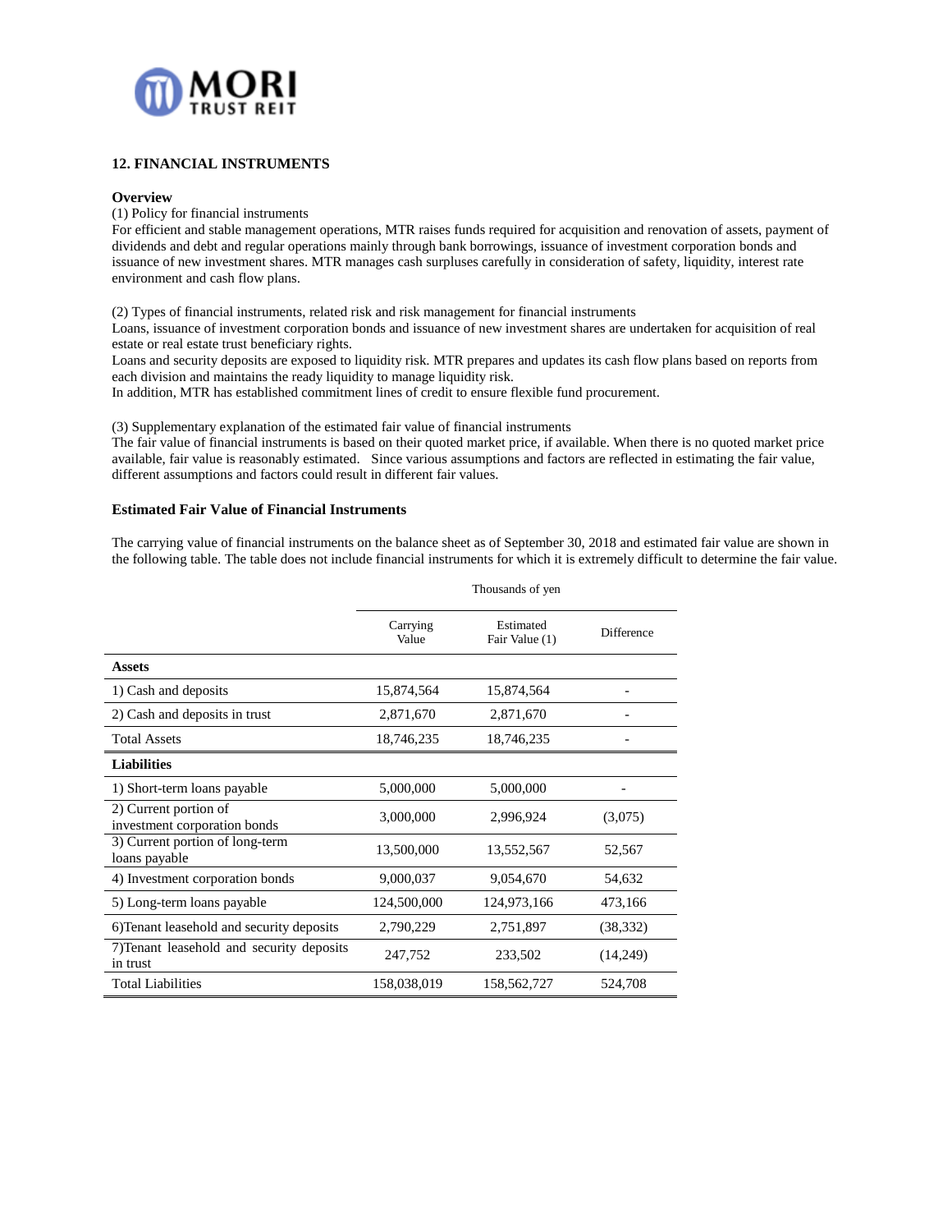## 12. FINANCIAL INSTRUMENTS

**Overview**

(1) Policy for financial instruments

For efficient and stable management operations, MTR raises funds required for acquisition and renovation of assets, payment of dividends and debt and regular operations mainly through bank borrowings, issuance of investment corporation bonds and issuance of new investment shares. MTR manages cash surpluses carefully in consideration of safety, liquidity, interest rate environment and cash flow plans.

(2) Types of financial instruments, related risk and risk management for financial instruments

Loans, issuance of investment corporation bonds and issuance of new investment shares are undertaken for acquisition of real estate or real estate trust beneficiary rights.

Loans and security deposits are exposed to liquidity risk. MTR prepares and updates its cash flow plans based on reports from each division and maintains the ready liquidity to manage liquidity risk.

In addition, MTR has established commitment lines of credit to ensure flexible fund procurement.

(3) Supplementary explanation of the estimated fair value of financial instruments

The fair value of financial instruments is based on their quoted market price, if available. When there is no quoted market price available, fair value is reasonably estimated. Since various assumptions and factors are reflected in estimating the fair value, different assumptions and factors could result in different fair values.

**Estimated Fair Value of Financial Instruments**

The carrying value of financial instruments on the balance sheet as of September 30, 2018 and estimated fair value are shown in the following table. The table does not include financial instruments for which it is extremely difficult to determine the fair value.

| | Thousands of yen | | |
|---|---|---|---|
| | Carrying Value | Estimated Fair Value (1) | Difference |
| **Assets** | | | |
| 1) Cash and deposits | 15,874,564 | 15,874,564 | - |
| 2) Cash and deposits in trust | 2,871,670 | 2,871,670 | - |
| Total Assets | 18,746,235 | 18,746,235 | - |
| **Liabilities** | | | |
| 1) Short-term loans payable | 5,000,000 | 5,000,000 | - |
| 2) Current portion of investment corporation bonds | 3,000,000 | 2,996,924 | (3,075) |
| 3) Current portion of long-term loans payable | 13,500,000 | 13,552,567 | 52,567 |
| 4) Investment corporation bonds | 9,000,037 | 9,054,670 | 54,632 |
| 5) Long-term loans payable | 124,500,000 | 124,973,166 | 473,166 |
| 6)Tenant leasehold and security deposits | 2,790,229 | 2,751,897 | (38,332) |
| 7)Tenant leasehold and security deposits in trust | 247,752 | 233,502 | (14,249) |
| Total Liabilities | 158,038,019 | 158,562,727 | 524,708 |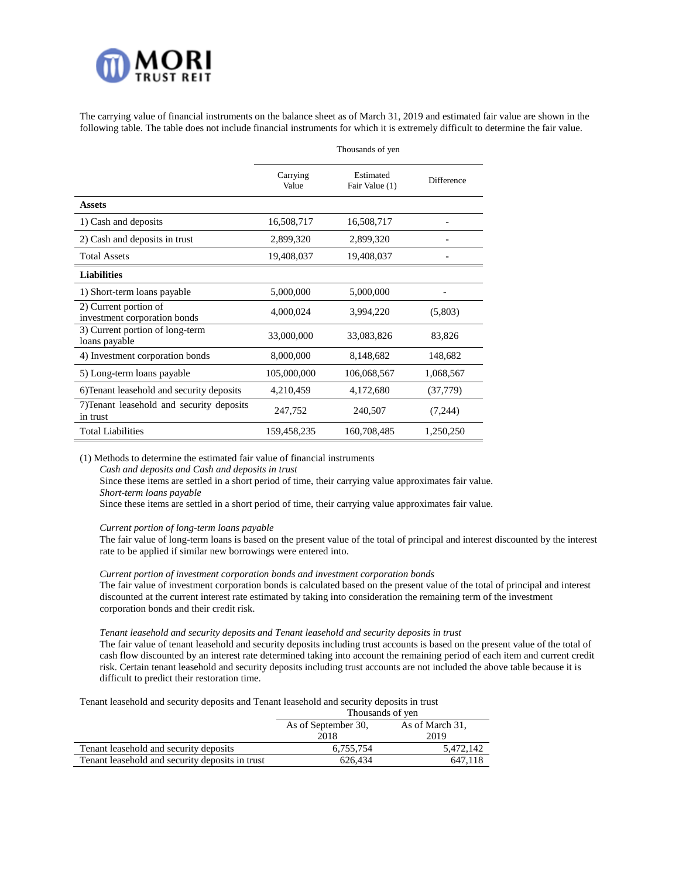The carrying value of financial instruments on the balance sheet as of March 31, 2019 and estimated fair value are shown in the following table. The table does not include financial instruments for which it is extremely difficult to determine the fair value.

| | Thousands of yen | | |
|---|---|---|---|
| | Carrying Value | Estimated Fair Value (1) | Difference |
| **Assets** | | | |
| 1) Cash and deposits | 16,508,717 | 16,508,717 | - |
| 2) Cash and deposits in trust | 2,899,320 | 2,899,320 | - |
| Total Assets | 19,408,037 | 19,408,037 | - |
| **Liabilities** | | | |
| 1) Short-term loans payable | 5,000,000 | 5,000,000 | - |
| 2) Current portion of investment corporation bonds | 4,000,024 | 3,994,220 | (5,803) |
| 3) Current portion of long-term loans payable | 33,000,000 | 33,083,826 | 83,826 |
| 4) Investment corporation bonds | 8,000,000 | 8,148,682 | 148,682 |
| 5) Long-term loans payable | 105,000,000 | 106,068,567 | 1,068,567 |
| 6)Tenant leasehold and security deposits | 4,210,459 | 4,172,680 | (37,779) |
| 7)Tenant leasehold and security deposits in trust | 247,752 | 240,507 | (7,244) |
| Total Liabilities | 159,458,235 | 160,708,485 | 1,250,250 |

(1) Methods to determine the estimated fair value of financial instruments

*Cash and deposits and Cash and deposits in trust*

Since these items are settled in a short period of time, their carrying value approximates fair value.

*Short-term loans payable*

Since these items are settled in a short period of time, their carrying value approximates fair value.

*Current portion of long-term loans payable*

The fair value of long-term loans is based on the present value of the total of principal and interest discounted by the interest rate to be applied if similar new borrowings were entered into.

*Current portion of investment corporation bonds and investment corporation bonds*

The fair value of investment corporation bonds is calculated based on the present value of the total of principal and interest discounted at the current interest rate estimated by taking into consideration the remaining term of the investment corporation bonds and their credit risk.

*Tenant leasehold and security deposits and Tenant leasehold and security deposits in trust*

The fair value of tenant leasehold and security deposits including trust accounts is based on the present value of the total of cash flow discounted by an interest rate determined taking into account the remaining period of each item and current credit risk. Certain tenant leasehold and security deposits including trust accounts are not included the above table because it is difficult to predict their restoration time.

Tenant leasehold and security deposits and Tenant leasehold and security deposits in trust

| | Thousands of yen | |
|---|---|---|
| | As of September 30, 2018 | As of March 31, 2019 |
| Tenant leasehold and security deposits | 6,755,754 | 5,472,142 |
| Tenant leasehold and security deposits in trust | 626,434 | 647,118 |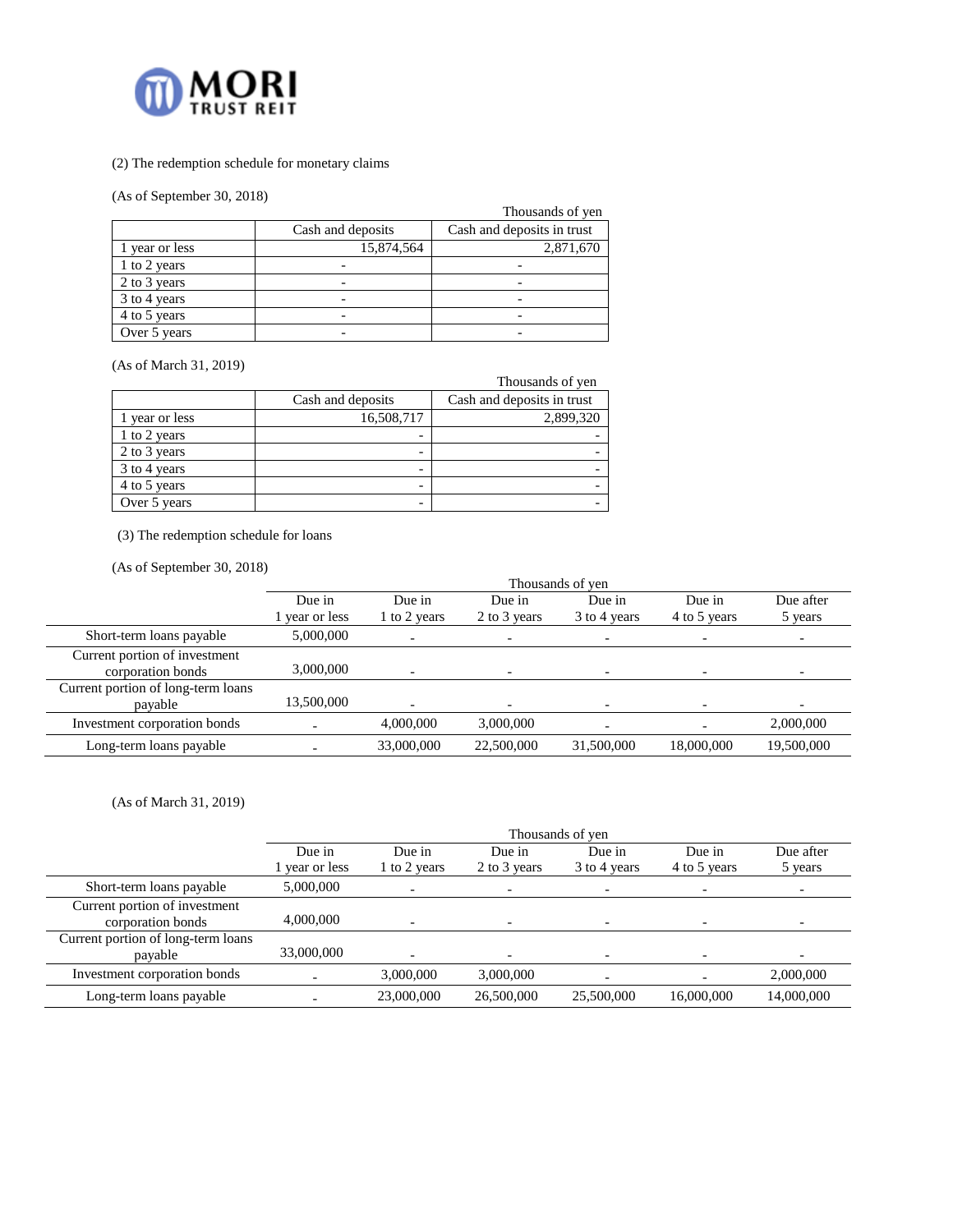(2) The redemption schedule for monetary claims

(As of September 30, 2018)

Thousands of yen

| | Cash and deposits | Cash and deposits in trust |
|---|---|---|
| 1 year or less | 15,874,564 | 2,871,670 |
| 1 to 2 years | - | - |
| 2 to 3 years | - | - |
| 3 to 4 years | - | - |
| 4 to 5 years | - | - |
| Over 5 years | - | - |

(As of March 31, 2019)

Thousands of yen

| | Cash and deposits | Cash and deposits in trust |
|---|---|---|
| 1 year or less | 16,508,717 | 2,899,320 |
| 1 to 2 years | - | - |
| 2 to 3 years | - | - |
| 3 to 4 years | - | - |
| 4 to 5 years | - | - |
| Over 5 years | - | - |

(3) The redemption schedule for loans

(As of September 30, 2018)

Thousands of yen

| | Due in 1 year or less | Due in 1 to 2 years | Due in 2 to 3 years | Due in 3 to 4 years | Due in 4 to 5 years | Due after 5 years |
|---|---|---|---|---|---|---|
| Short-term loans payable | 5,000,000 | - | - | - | - | - |
| Current portion of investment corporation bonds | 3,000,000 | - | - | - | - | - |
| Current portion of long-term loans payable | 13,500,000 | - | - | - | - | - |
| Investment corporation bonds | - | 4,000,000 | 3,000,000 | - | - | 2,000,000 |
| Long-term loans payable | - | 33,000,000 | 22,500,000 | 31,500,000 | 18,000,000 | 19,500,000 |

(As of March 31, 2019)

Thousands of yen

| | Due in 1 year or less | Due in 1 to 2 years | Due in 2 to 3 years | Due in 3 to 4 years | Due in 4 to 5 years | Due after 5 years |
|---|---|---|---|---|---|---|
| Short-term loans payable | 5,000,000 | - | - | - | - | - |
| Current portion of investment corporation bonds | 4,000,000 | - | - | - | - | - |
| Current portion of long-term loans payable | 33,000,000 | - | - | - | - | - |
| Investment corporation bonds | - | 3,000,000 | 3,000,000 | - | - | 2,000,000 |
| Long-term loans payable | - | 23,000,000 | 26,500,000 | 25,500,000 | 16,000,000 | 14,000,000 |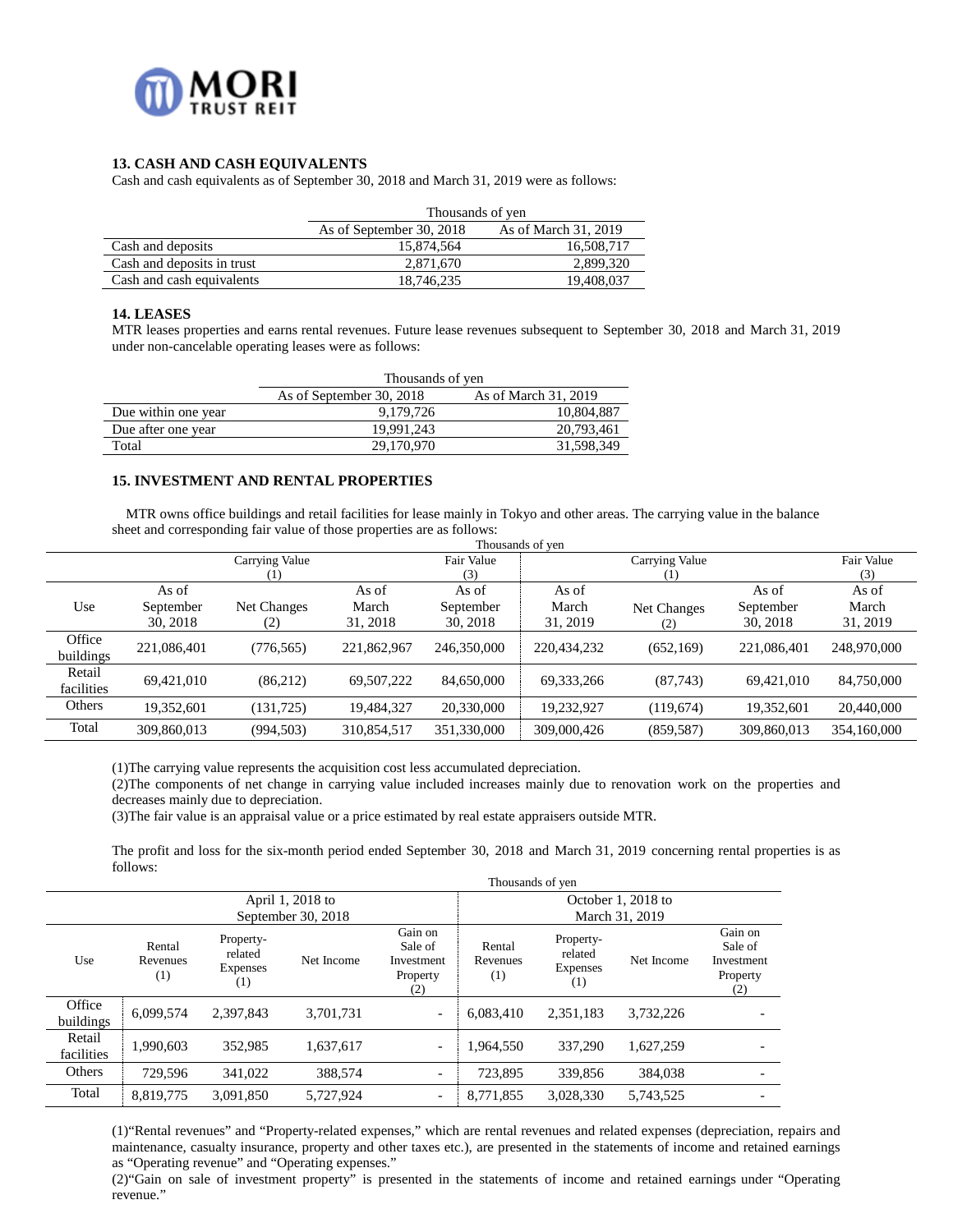## 13. CASH AND CASH EQUIVALENTS

Cash and cash equivalents as of September 30, 2018 and March 31, 2019 were as follows:

| | Thousands of yen | |
|---|---|---|
| | As of September 30, 2018 | As of March 31, 2019 |
| Cash and deposits | 15,874,564 | 16,508,717 |
| Cash and deposits in trust | 2,871,670 | 2,899,320 |
| Cash and cash equivalents | 18,746,235 | 19,408,037 |

## 14. LEASES

MTR leases properties and earns rental revenues. Future lease revenues subsequent to September 30, 2018 and March 31, 2019 under non-cancelable operating leases were as follows:

| | Thousands of yen | |
|---|---|---|
| | As of September 30, 2018 | As of March 31, 2019 |
| Due within one year | 9,179,726 | 10,804,887 |
| Due after one year | 19,991,243 | 20,793,461 |
| Total | 29,170,970 | 31,598,349 |

## 15. INVESTMENT AND RENTAL PROPERTIES

MTR owns office buildings and retail facilities for lease mainly in Tokyo and other areas. The carrying value in the balance sheet and corresponding fair value of those properties are as follows:

| | Thousands of yen | | | | | | | |
|---|---|---|---|---|---|---|---|---|
| | Carrying Value (1) | | | Fair Value (3) | Carrying Value (1) | | | Fair Value (3) |
| Use | As of September 30, 2018 | Net Changes (2) | As of March 31, 2018 | As of September 30, 2018 | As of March 31, 2019 | Net Changes (2) | As of September 30, 2018 | As of March 31, 2019 |
| Office buildings | 221,086,401 | (776,565) | 221,862,967 | 246,350,000 | 220,434,232 | (652,169) | 221,086,401 | 248,970,000 |
| Retail facilities | 69,421,010 | (86,212) | 69,507,222 | 84,650,000 | 69,333,266 | (87,743) | 69,421,010 | 84,750,000 |
| Others | 19,352,601 | (131,725) | 19,484,327 | 20,330,000 | 19,232,927 | (119,674) | 19,352,601 | 20,440,000 |
| Total | 309,860,013 | (994,503) | 310,854,517 | 351,330,000 | 309,000,426 | (859,587) | 309,860,013 | 354,160,000 |

(1)The carrying value represents the acquisition cost less accumulated depreciation.
(2)The components of net change in carrying value included increases mainly due to renovation work on the properties and decreases mainly due to depreciation.
(3)The fair value is an appraisal value or a price estimated by real estate appraisers outside MTR.

The profit and loss for the six-month period ended September 30, 2018 and March 31, 2019 concerning rental properties is as follows:

| | Thousands of yen | | | | | | | |
|---|---|---|---|---|---|---|---|---|
| | April 1, 2018 to September 30, 2018 | | | | October 1, 2018 to March 31, 2019 | | | |
| Use | Rental Revenues (1) | Property-related Expenses (1) | Net Income | Gain on Sale of Investment Property (2) | Rental Revenues (1) | Property-related Expenses (1) | Net Income | Gain on Sale of Investment Property (2) |
| Office buildings | 6,099,574 | 2,397,843 | 3,701,731 | - | 6,083,410 | 2,351,183 | 3,732,226 | - |
| Retail facilities | 1,990,603 | 352,985 | 1,637,617 | - | 1,964,550 | 337,290 | 1,627,259 | - |
| Others | 729,596 | 341,022 | 388,574 | - | 723,895 | 339,856 | 384,038 | - |
| Total | 8,819,775 | 3,091,850 | 5,727,924 | - | 8,771,855 | 3,028,330 | 5,743,525 | - |

(1)"Rental revenues" and "Property-related expenses," which are rental revenues and related expenses (depreciation, repairs and maintenance, casualty insurance, property and other taxes etc.), are presented in the statements of income and retained earnings as "Operating revenue" and "Operating expenses."
(2)"Gain on sale of investment property" is presented in the statements of income and retained earnings under "Operating revenue."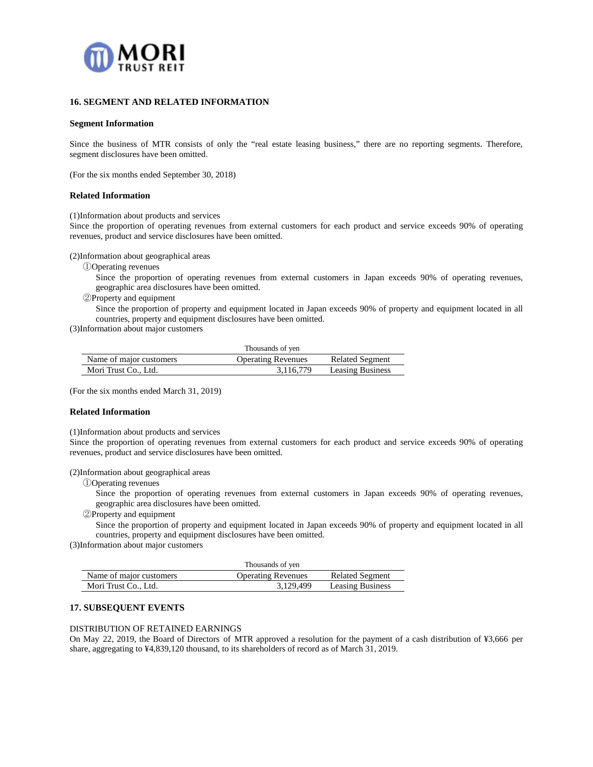## 16. SEGMENT AND RELATED INFORMATION

### Segment Information

Since the business of MTR consists of only the “real estate leasing business,” there are no reporting segments. Therefore, segment disclosures have been omitted.

(For the six months ended September 30, 2018)

### Related Information

(1)Information about products and services
Since the proportion of operating revenues from external customers for each product and service exceeds 90% of operating revenues, product and service disclosures have been omitted.

(2)Information about geographical areas
①Operating revenues
Since the proportion of operating revenues from external customers in Japan exceeds 90% of operating revenues, geographic area disclosures have been omitted.
②Property and equipment
Since the proportion of property and equipment located in Japan exceeds 90% of property and equipment located in all countries, property and equipment disclosures have been omitted.
(3)Information about major customers

| | Thousands of yen | |
|---|---|---|
| Name of major customers | Operating Revenues | Related Segment |
| Mori Trust Co., Ltd. | 3,116,779 | Leasing Business |

(For the six months ended March 31, 2019)

### Related Information

(1)Information about products and services
Since the proportion of operating revenues from external customers for each product and service exceeds 90% of operating revenues, product and service disclosures have been omitted.

(2)Information about geographical areas
①Operating revenues
Since the proportion of operating revenues from external customers in Japan exceeds 90% of operating revenues, geographic area disclosures have been omitted.
②Property and equipment
Since the proportion of property and equipment located in Japan exceeds 90% of property and equipment located in all countries, property and equipment disclosures have been omitted.
(3)Information about major customers

| | Thousands of yen | |
|---|---|---|
| Name of major customers | Operating Revenues | Related Segment |
| Mori Trust Co., Ltd. | 3,129,499 | Leasing Business |

## 17. SUBSEQUENT EVENTS

DISTRIBUTION OF RETAINED EARNINGS
On May 22, 2019, the Board of Directors of MTR approved a resolution for the payment of a cash distribution of ¥3,666 per share, aggregating to ¥4,839,120 thousand, to its shareholders of record as of March 31, 2019.